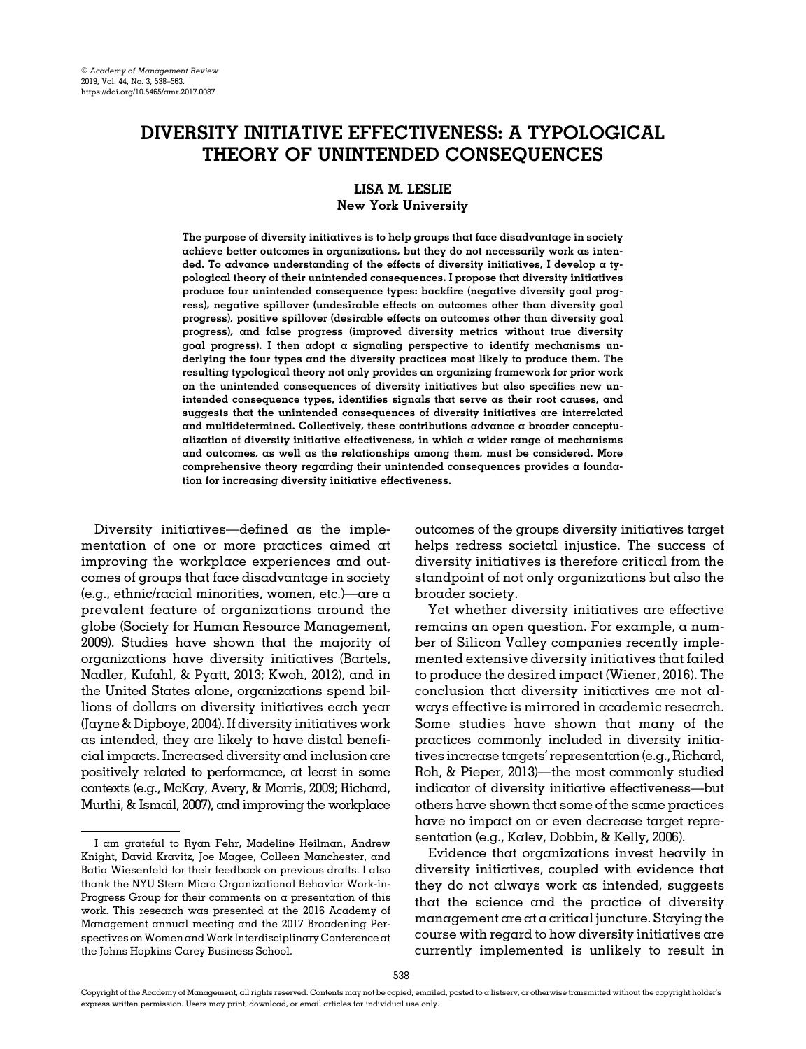# DIVERSITY INITIATIVE EFFECTIVENESS: A TYPOLOGICAL THEORY OF UNINTENDED CONSEQUENCES

**LISA M. LESLIE**
**New York University**

**The purpose of diversity initiatives is to help groups that face disadvantage in society achieve better outcomes in organizations, but they do not necessarily work as intended. To advance understanding of the effects of diversity initiatives, I develop a typological theory of their unintended consequences. I propose that diversity initiatives produce four unintended consequence types: backfire (negative diversity goal progress), negative spillover (undesirable effects on outcomes other than diversity goal progress), positive spillover (desirable effects on outcomes other than diversity goal progress), and false progress (improved diversity metrics without true diversity goal progress). I then adopt a signaling perspective to identify mechanisms underlying the four types and the diversity practices most likely to produce them. The resulting typological theory not only provides an organizing framework for prior work on the unintended consequences of diversity initiatives but also specifies new unintended consequence types, identifies signals that serve as their root causes, and suggests that the unintended consequences of diversity initiatives are interrelated and multidetermined. Collectively, these contributions advance a broader conceptualization of diversity initiative effectiveness, in which a wider range of mechanisms and outcomes, as well as the relationships among them, must be considered. More comprehensive theory regarding their unintended consequences provides a foundation for increasing diversity initiative effectiveness.**

Diversity initiatives—defined as the implementation of one or more practices aimed at improving the workplace experiences and outcomes of groups that face disadvantage in society (e.g., ethnic/racial minorities, women, etc.)—are a prevalent feature of organizations around the globe (Society for Human Resource Management, 2009). Studies have shown that the majority of organizations have diversity initiatives (Bartels, Nadler, Kufahl, & Pyatt, 2013; Kwoh, 2012), and in the United States alone, organizations spend billions of dollars on diversity initiatives each year (Jayne & Dipboye, 2004). If diversity initiatives work as intended, they are likely to have distal beneficial impacts. Increased diversity and inclusion are positively related to performance, at least in some contexts (e.g., McKay, Avery, & Morris, 2009; Richard, Murthi, & Ismail, 2007), and improving the workplace outcomes of the groups diversity initiatives target helps redress societal injustice. The success of diversity initiatives is therefore critical from the standpoint of not only organizations but also the broader society.

Yet whether diversity initiatives are effective remains an open question. For example, a number of Silicon Valley companies recently implemented extensive diversity initiatives that failed to produce the desired impact (Wiener, 2016). The conclusion that diversity initiatives are not always effective is mirrored in academic research. Some studies have shown that many of the practices commonly included in diversity initiatives increase targets' representation (e.g., Richard, Roh, & Pieper, 2013)—the most commonly studied indicator of diversity initiative effectiveness—but others have shown that some of the same practices have no impact on or even decrease target representation (e.g., Kalev, Dobbin, & Kelly, 2006).

Evidence that organizations invest heavily in diversity initiatives, coupled with evidence that they do not always work as intended, suggests that the science and the practice of diversity management are at a critical juncture. Staying the course with regard to how diversity initiatives are currently implemented is unlikely to result in

I am grateful to Ryan Fehr, Madeline Heilman, Andrew Knight, David Kravitz, Joe Magee, Colleen Manchester, and Batia Wiesenfeld for their feedback on previous drafts. I also thank the NYU Stern Micro Organizational Behavior Work-in-Progress Group for their comments on a presentation of this work. This research was presented at the 2016 Academy of Management annual meeting and the 2017 Broadening Perspectives on Women and Work Interdisciplinary Conference at the Johns Hopkins Carey Business School.

Copyright of the Academy of Management, all rights reserved. Contents may not be copied, emailed, posted to a listserv, or otherwise transmitted without the copyright holder's express written permission. Users may print, download, or email articles for individual use only.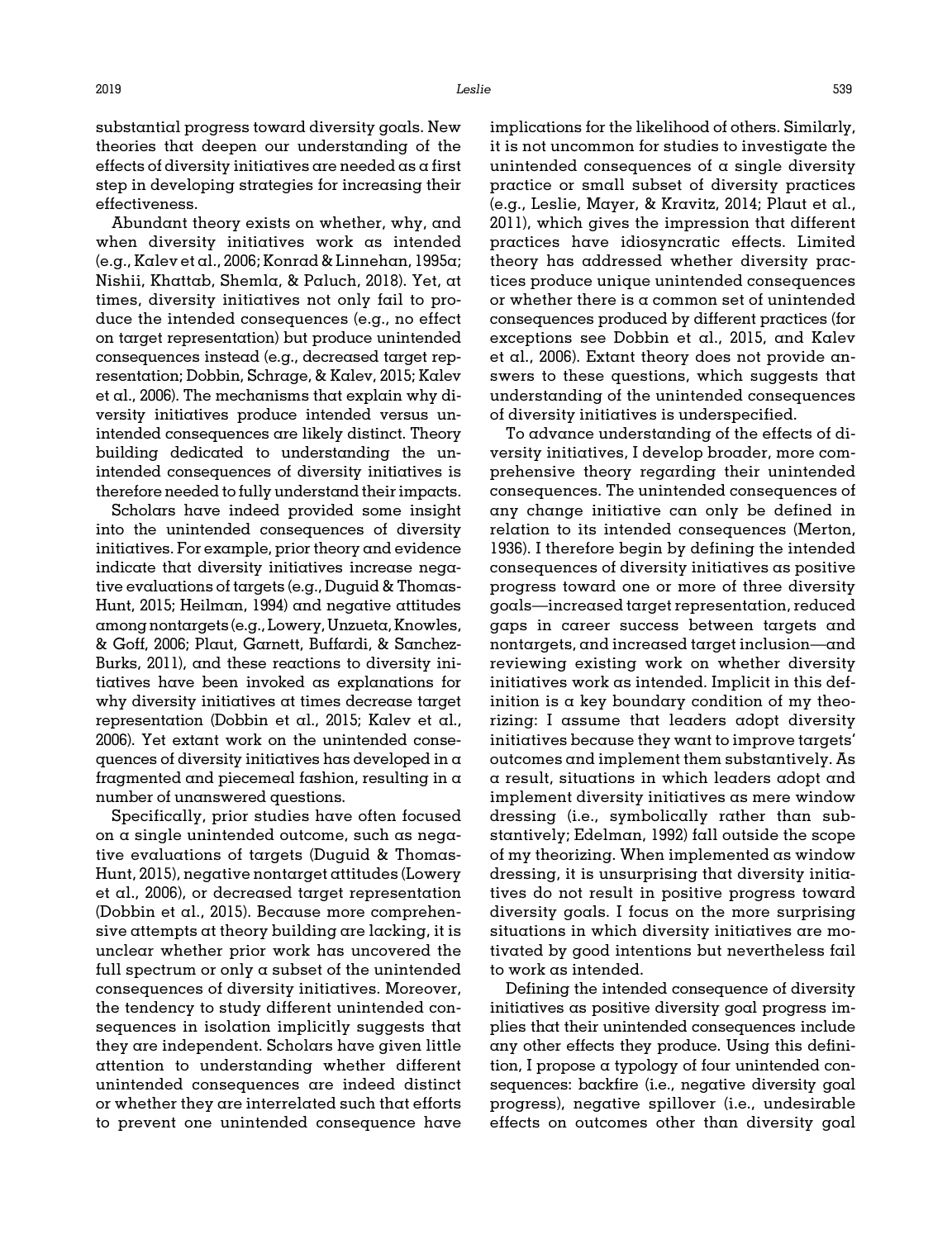substantial progress toward diversity goals. New theories that deepen our understanding of the effects of diversity initiatives are needed as a first step in developing strategies for increasing their effectiveness.

Abundant theory exists on whether, why, and when diversity initiatives work as intended (e.g., Kalev et al., 2006; Konrad & Linnehan, 1995a; Nishii, Khattab, Shemla, & Paluch, 2018). Yet, at times, diversity initiatives not only fail to produce the intended consequences (e.g., no effect on target representation) but produce unintended consequences instead (e.g., decreased target representation; Dobbin, Schrage, & Kalev, 2015; Kalev et al., 2006). The mechanisms that explain why diversity initiatives produce intended versus unintended consequences are likely distinct. Theory building dedicated to understanding the unintended consequences of diversity initiatives is therefore needed to fully understand their impacts.

Scholars have indeed provided some insight into the unintended consequences of diversity initiatives. For example, prior theory and evidence indicate that diversity initiatives increase negative evaluations of targets (e.g., Duguid & Thomas-Hunt, 2015; Heilman, 1994) and negative attitudes among nontargets (e.g., Lowery, Unzueta, Knowles, & Goff, 2006; Plaut, Garnett, Buffardi, & Sanchez-Burks, 2011), and these reactions to diversity initiatives have been invoked as explanations for why diversity initiatives at times decrease target representation (Dobbin et al., 2015; Kalev et al., 2006). Yet extant work on the unintended consequences of diversity initiatives has developed in a fragmented and piecemeal fashion, resulting in a number of unanswered questions.

Specifically, prior studies have often focused on a single unintended outcome, such as negative evaluations of targets (Duguid & Thomas-Hunt, 2015), negative nontarget attitudes (Lowery et al., 2006), or decreased target representation (Dobbin et al., 2015). Because more comprehensive attempts at theory building are lacking, it is unclear whether prior work has uncovered the full spectrum or only a subset of the unintended consequences of diversity initiatives. Moreover, the tendency to study different unintended consequences in isolation implicitly suggests that they are independent. Scholars have given little attention to understanding whether different unintended consequences are indeed distinct or whether they are interrelated such that efforts to prevent one unintended consequence have implications for the likelihood of others. Similarly, it is not uncommon for studies to investigate the unintended consequences of a single diversity practice or small subset of diversity practices (e.g., Leslie, Mayer, & Kravitz, 2014; Plaut et al., 2011), which gives the impression that different practices have idiosyncratic effects. Limited theory has addressed whether diversity practices produce unique unintended consequences or whether there is a common set of unintended consequences produced by different practices (for exceptions see Dobbin et al., 2015, and Kalev et al., 2006). Extant theory does not provide answers to these questions, which suggests that understanding of the unintended consequences of diversity initiatives is underspecified.

To advance understanding of the effects of diversity initiatives, I develop broader, more comprehensive theory regarding their unintended consequences. The unintended consequences of any change initiative can only be defined in relation to its intended consequences (Merton, 1936). I therefore begin by defining the intended consequences of diversity initiatives as positive progress toward one or more of three diversity goals—increased target representation, reduced gaps in career success between targets and nontargets, and increased target inclusion—and reviewing existing work on whether diversity initiatives work as intended. Implicit in this definition is a key boundary condition of my theorizing: I assume that leaders adopt diversity initiatives because they want to improve targets' outcomes and implement them substantively. As a result, situations in which leaders adopt and implement diversity initiatives as mere window dressing (i.e., symbolically rather than substantively; Edelman, 1992) fall outside the scope of my theorizing. When implemented as window dressing, it is unsurprising that diversity initiatives do not result in positive progress toward diversity goals. I focus on the more surprising situations in which diversity initiatives are motivated by good intentions but nevertheless fail to work as intended.

Defining the intended consequence of diversity initiatives as positive diversity goal progress implies that their unintended consequences include any other effects they produce. Using this definition, I propose a typology of four unintended consequences: backfire (i.e., negative diversity goal progress), negative spillover (i.e., undesirable effects on outcomes other than diversity goal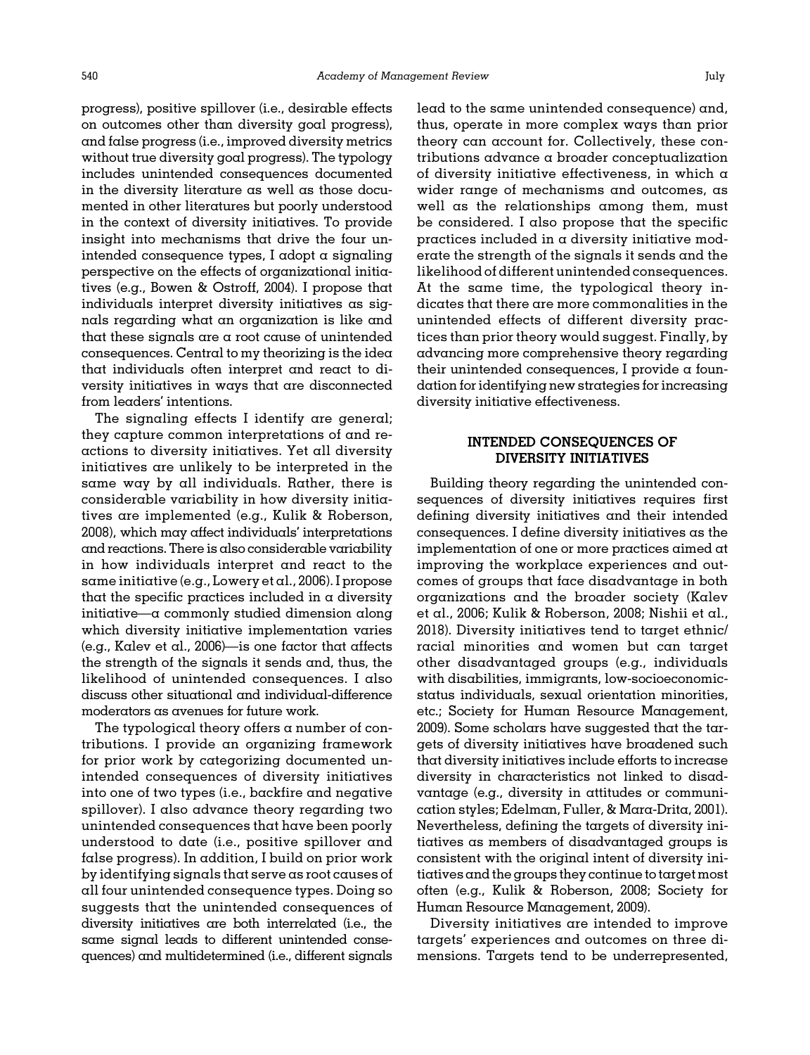progress), positive spillover (i.e., desirable effects on outcomes other than diversity goal progress), and false progress (i.e., improved diversity metrics without true diversity goal progress). The typology includes unintended consequences documented in the diversity literature as well as those documented in other literatures but poorly understood in the context of diversity initiatives. To provide insight into mechanisms that drive the four unintended consequence types, I adopt a signaling perspective on the effects of organizational initiatives (e.g., Bowen & Ostroff, 2004). I propose that individuals interpret diversity initiatives as signals regarding what an organization is like and that these signals are a root cause of unintended consequences. Central to my theorizing is the idea that individuals often interpret and react to diversity initiatives in ways that are disconnected from leaders' intentions.

The signaling effects I identify are general; they capture common interpretations of and reactions to diversity initiatives. Yet all diversity initiatives are unlikely to be interpreted in the same way by all individuals. Rather, there is considerable variability in how diversity initiatives are implemented (e.g., Kulik & Roberson, 2008), which may affect individuals' interpretations and reactions. There is also considerable variability in how individuals interpret and react to the same initiative (e.g., Lowery et al., 2006). I propose that the specific practices included in a diversity initiative—a commonly studied dimension along which diversity initiative implementation varies (e.g., Kalev et al., 2006)—is one factor that affects the strength of the signals it sends and, thus, the likelihood of unintended consequences. I also discuss other situational and individual-difference moderators as avenues for future work.

The typological theory offers a number of contributions. I provide an organizing framework for prior work by categorizing documented unintended consequences of diversity initiatives into one of two types (i.e., backfire and negative spillover). I also advance theory regarding two unintended consequences that have been poorly understood to date (i.e., positive spillover and false progress). In addition, I build on prior work by identifying signals that serve as root causes of all four unintended consequence types. Doing so suggests that the unintended consequences of diversity initiatives are both interrelated (i.e., the same signal leads to different unintended consequences) and multidetermined (i.e., different signals lead to the same unintended consequence) and, thus, operate in more complex ways than prior theory can account for. Collectively, these contributions advance a broader conceptualization of diversity initiative effectiveness, in which a wider range of mechanisms and outcomes, as well as the relationships among them, must be considered. I also propose that the specific practices included in a diversity initiative moderate the strength of the signals it sends and the likelihood of different unintended consequences. At the same time, the typological theory indicates that there are more commonalities in the unintended effects of different diversity practices than prior theory would suggest. Finally, by advancing more comprehensive theory regarding their unintended consequences, I provide a foundation for identifying new strategies for increasing diversity initiative effectiveness.

## INTENDED CONSEQUENCES OF DIVERSITY INITIATIVES

Building theory regarding the unintended consequences of diversity initiatives requires first defining diversity initiatives and their intended consequences. I define diversity initiatives as the implementation of one or more practices aimed at improving the workplace experiences and outcomes of groups that face disadvantage in both organizations and the broader society (Kalev et al., 2006; Kulik & Roberson, 2008; Nishii et al., 2018). Diversity initiatives tend to target ethnic/racial minorities and women but can target other disadvantaged groups (e.g., individuals with disabilities, immigrants, low-socioeconomic-status individuals, sexual orientation minorities, etc.; Society for Human Resource Management, 2009). Some scholars have suggested that the targets of diversity initiatives have broadened such that diversity initiatives include efforts to increase diversity in characteristics not linked to disadvantage (e.g., diversity in attitudes or communication styles; Edelman, Fuller, & Mara-Drita, 2001). Nevertheless, defining the targets of diversity initiatives as members of disadvantaged groups is consistent with the original intent of diversity initiatives and the groups they continue to target most often (e.g., Kulik & Roberson, 2008; Society for Human Resource Management, 2009).

Diversity initiatives are intended to improve targets' experiences and outcomes on three dimensions. Targets tend to be underrepresented,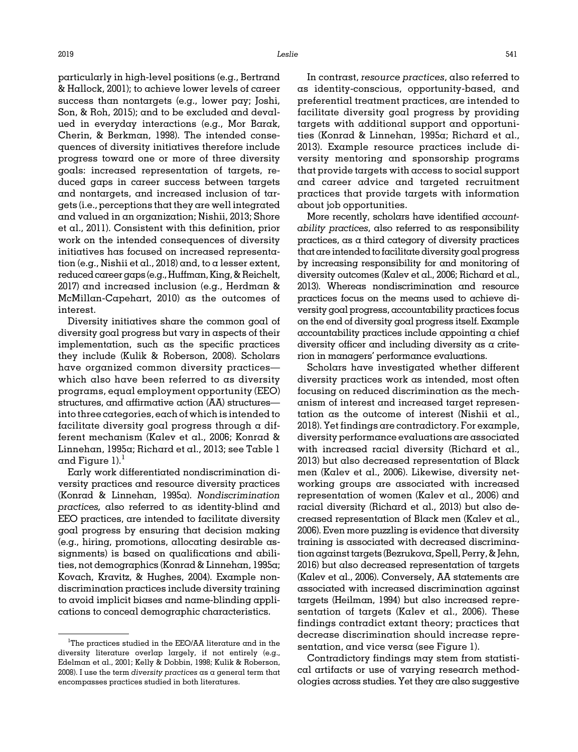particularly in high-level positions (e.g., Bertrand & Hallock, 2001); to achieve lower levels of career success than nontargets (e.g., lower pay; Joshi, Son, & Roh, 2015); and to be excluded and devalued in everyday interactions (e.g., Mor Barak, Cherin, & Berkman, 1998). The intended consequences of diversity initiatives therefore include progress toward one or more of three diversity goals: increased representation of targets, reduced gaps in career success between targets and nontargets, and increased inclusion of targets (i.e., perceptions that they are well integrated and valued in an organization; Nishii, 2013; Shore et al., 2011). Consistent with this definition, prior work on the intended consequences of diversity initiatives has focused on increased representation (e.g., Nishii et al., 2018) and, to a lesser extent, reduced career gaps (e.g., Huffman, King, & Reichelt, 2017) and increased inclusion (e.g., Herdman & McMillan-Capehart, 2010) as the outcomes of interest.

Diversity initiatives share the common goal of diversity goal progress but vary in aspects of their implementation, such as the specific practices they include (Kulik & Roberson, 2008). Scholars have organized common diversity practices—which also have been referred to as diversity programs, equal employment opportunity (EEO) structures, and affirmative action (AA) structures—into three categories, each of which is intended to facilitate diversity goal progress through a different mechanism (Kalev et al., 2006; Konrad & Linnehan, 1995a; Richard et al., 2013; see Table 1 and Figure 1).[1]

Early work differentiated nondiscrimination diversity practices and resource diversity practices (Konrad & Linnehan, 1995a). *Nondiscrimination practices,* also referred to as identity-blind and EEO practices, are intended to facilitate diversity goal progress by ensuring that decision making (e.g., hiring, promotions, allocating desirable assignments) is based on qualifications and abilities, not demographics (Konrad & Linnehan, 1995a; Kovach, Kravitz, & Hughes, 2004). Example nondiscrimination practices include diversity training to avoid implicit biases and name-blinding applications to conceal demographic characteristics.

In contrast, *resource practices*, also referred to as identity-conscious, opportunity-based, and preferential treatment practices, are intended to facilitate diversity goal progress by providing targets with additional support and opportunities (Konrad & Linnehan, 1995a; Richard et al., 2013). Example resource practices include diversity mentoring and sponsorship programs that provide targets with access to social support and career advice and targeted recruitment practices that provide targets with information about job opportunities.

More recently, scholars have identified *accountability practices*, also referred to as responsibility practices, as a third category of diversity practices that are intended to facilitate diversity goal progress by increasing responsibility for and monitoring of diversity outcomes (Kalev et al., 2006; Richard et al., 2013). Whereas nondiscrimination and resource practices focus on the means used to achieve diversity goal progress, accountability practices focus on the end of diversity goal progress itself. Example accountability practices include appointing a chief diversity officer and including diversity as a criterion in managers' performance evaluations.

Scholars have investigated whether different diversity practices work as intended, most often focusing on reduced discrimination as the mechanism of interest and increased target representation as the outcome of interest (Nishii et al., 2018). Yet findings are contradictory. For example, diversity performance evaluations are associated with increased racial diversity (Richard et al., 2013) but also decreased representation of Black men (Kalev et al., 2006). Likewise, diversity networking groups are associated with increased representation of women (Kalev et al., 2006) and racial diversity (Richard et al., 2013) but also decreased representation of Black men (Kalev et al., 2006). Even more puzzling is evidence that diversity training is associated with decreased discrimination against targets (Bezrukova, Spell, Perry, & Jehn, 2016) but also decreased representation of targets (Kalev et al., 2006). Conversely, AA statements are associated with increased discrimination against targets (Heilman, 1994) but also increased representation of targets (Kalev et al., 2006). These findings contradict extant theory; practices that decrease discrimination should increase representation, and vice versa (see Figure 1).

Contradictory findings may stem from statistical artifacts or use of varying research methodologies across studies. Yet they are also suggestive

[1] The practices studied in the EEO/AA literature and in the diversity literature overlap largely, if not entirely (e.g., Edelman et al., 2001; Kelly & Dobbin, 1998; Kulik & Roberson, 2008). I use the term *diversity practices* as a general term that encompasses practices studied in both literatures.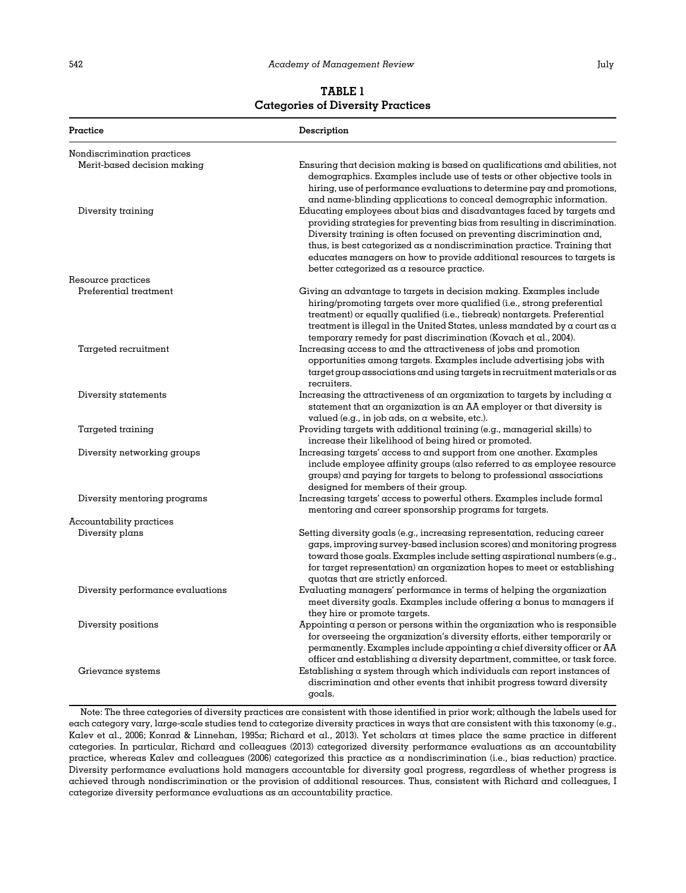**TABLE 1**
**Categories of Diversity Practices**

| Practice | Description |
|---|---|
| Nondiscrimination practices | |
| Merit-based decision making | Ensuring that decision making is based on qualifications and abilities, not demographics. Examples include use of tests or other objective tools in hiring, use of performance evaluations to determine pay and promotions, and name-blinding applications to conceal demographic information. |
| Diversity training | Educating employees about bias and disadvantages faced by targets and providing strategies for preventing bias from resulting in discrimination. Diversity training is often focused on preventing discrimination and, thus, is best categorized as a nondiscrimination practice. Training that educates managers on how to provide additional resources to targets is better categorized as a resource practice. |
| Resource practices | |
| Preferential treatment | Giving an advantage to targets in decision making. Examples include hiring/promoting targets over more qualified (i.e., strong preferential treatment) or equally qualified (i.e., tiebreak) nontargets. Preferential treatment is illegal in the United States, unless mandated by a court as a temporary remedy for past discrimination (Kovach et al., 2004). |
| Targeted recruitment | Increasing access to and the attractiveness of jobs and promotion opportunities among targets. Examples include advertising jobs with target group associations and using targets in recruitment materials or as recruiters. |
| Diversity statements | Increasing the attractiveness of an organization to targets by including a statement that an organization is an AA employer or that diversity is valued (e.g., in job ads, on a website, etc.). |
| Targeted training | Providing targets with additional training (e.g., managerial skills) to increase their likelihood of being hired or promoted. |
| Diversity networking groups | Increasing targets' access to and support from one another. Examples include employee affinity groups (also referred to as employee resource groups) and paying for targets to belong to professional associations designed for members of their group. |
| Diversity mentoring programs | Increasing targets' access to powerful others. Examples include formal mentoring and career sponsorship programs for targets. |
| Accountability practices | |
| Diversity plans | Setting diversity goals (e.g., increasing representation, reducing career gaps, improving survey-based inclusion scores) and monitoring progress toward those goals. Examples include setting aspirational numbers (e.g., for target representation) an organization hopes to meet or establishing quotas that are strictly enforced. |
| Diversity performance evaluations | Evaluating managers' performance in terms of helping the organization meet diversity goals. Examples include offering a bonus to managers if they hire or promote targets. |
| Diversity positions | Appointing a person or persons within the organization who is responsible for overseeing the organization's diversity efforts, either temporarily or permanently. Examples include appointing a chief diversity officer or AA officer and establishing a diversity department, committee, or task force. |
| Grievance systems | Establishing a system through which individuals can report instances of discrimination and other events that inhibit progress toward diversity goals. |

Note: The three categories of diversity practices are consistent with those identified in prior work; although the labels used for each category vary, large-scale studies tend to categorize diversity practices in ways that are consistent with this taxonomy (e.g., Kalev et al., 2006; Konrad & Linnehan, 1995a; Richard et al., 2013). Yet scholars at times place the same practice in different categories. In particular, Richard and colleagues (2013) categorized diversity performance evaluations as an accountability practice, whereas Kalev and colleagues (2006) categorized this practice as a nondiscrimination (i.e., bias reduction) practice. Diversity performance evaluations hold managers accountable for diversity goal progress, regardless of whether progress is achieved through nondiscrimination or the provision of additional resources. Thus, consistent with Richard and colleagues, I categorize diversity performance evaluations as an accountability practice.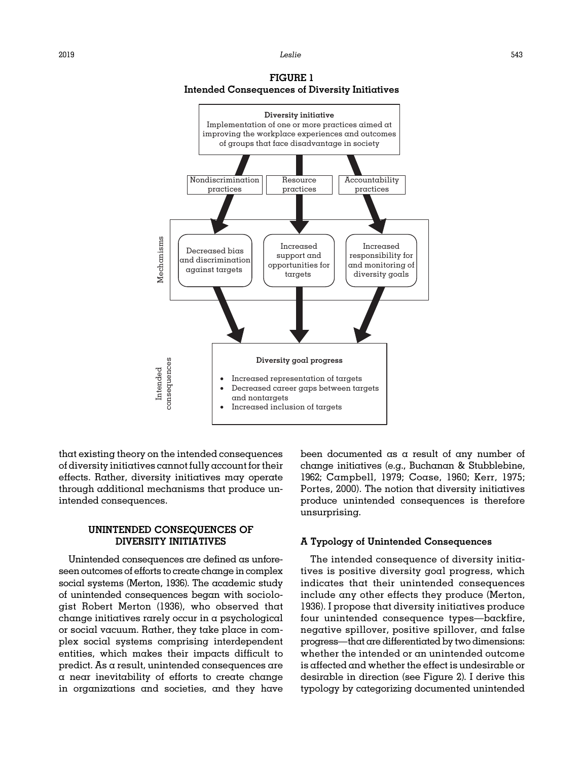**FIGURE 1**
**Intended Consequences of Diversity Initiatives**

**Diversity initiative**
Implementation of one or more practices aimed at improving the workplace experiences and outcomes of groups that face disadvantage in society

Nondiscrimination practices | Resource practices | Accountability practices

Mechanisms:
- Decreased bias and discrimination against targets
- Increased support and opportunities for targets
- Increased responsibility for and monitoring of diversity goals

Intended consequences:

**Diversity goal progress**
- Increased representation of targets
- Decreased career gaps between targets and nontargets
- Increased inclusion of targets

that existing theory on the intended consequences of diversity initiatives cannot fully account for their effects. Rather, diversity initiatives may operate through additional mechanisms that produce unintended consequences.

## UNINTENDED CONSEQUENCES OF DIVERSITY INITIATIVES

Unintended consequences are defined as unforeseen outcomes of efforts to create change in complex social systems (Merton, 1936). The academic study of unintended consequences began with sociologist Robert Merton (1936), who observed that change initiatives rarely occur in a psychological or social vacuum. Rather, they take place in complex social systems comprising interdependent entities, which makes their impacts difficult to predict. As a result, unintended consequences are a near inevitability of efforts to create change in organizations and societies, and they have been documented as a result of any number of change initiatives (e.g., Buchanan & Stubblebine, 1962; Campbell, 1979; Coase, 1960; Kerr, 1975; Portes, 2000). The notion that diversity initiatives produce unintended consequences is therefore unsurprising.

### A Typology of Unintended Consequences

The intended consequence of diversity initiatives is positive diversity goal progress, which indicates that their unintended consequences include any other effects they produce (Merton, 1936). I propose that diversity initiatives produce four unintended consequence types—backfire, negative spillover, positive spillover, and false progress—that are differentiated by two dimensions: whether the intended or an unintended outcome is affected and whether the effect is undesirable or desirable in direction (see Figure 2). I derive this typology by categorizing documented unintended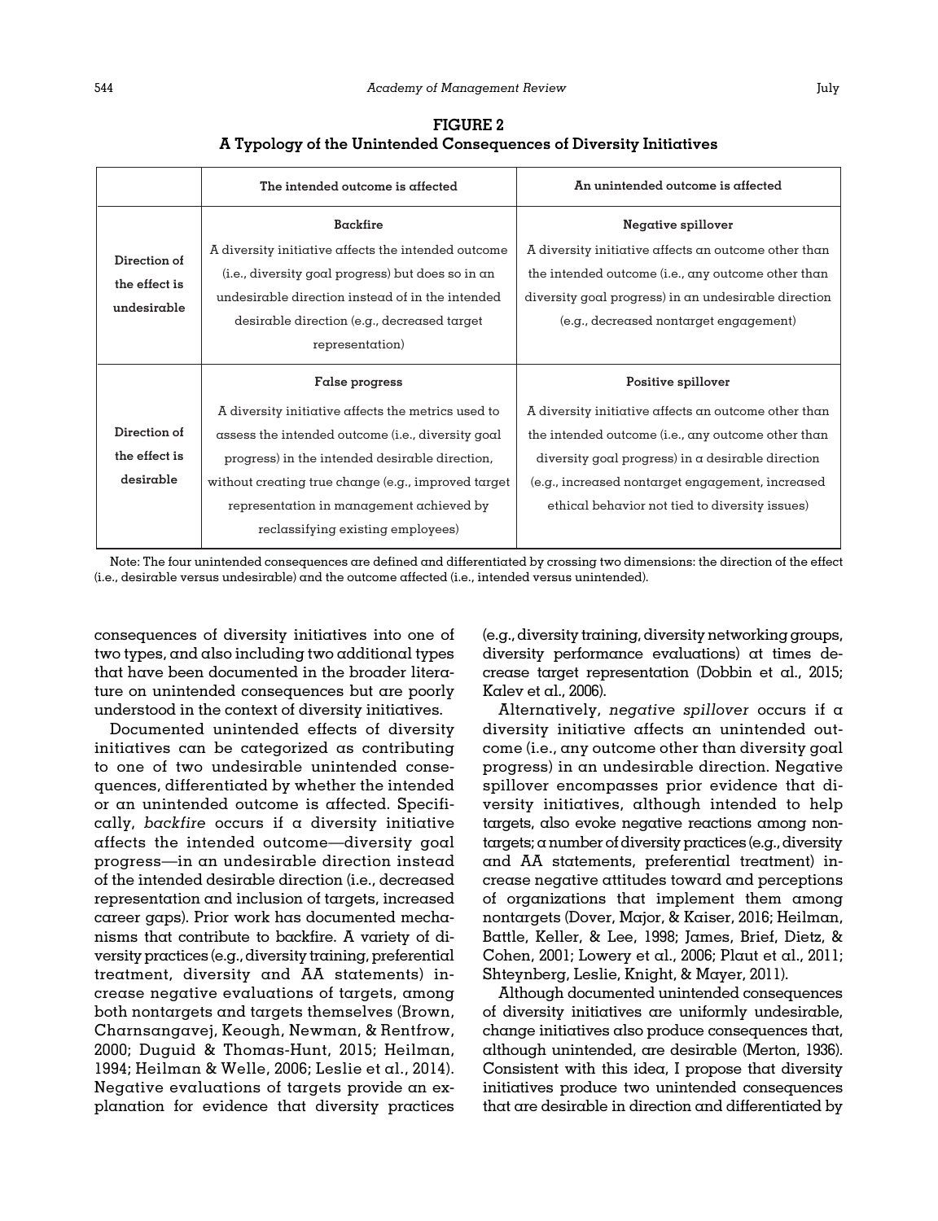**FIGURE 2**
**A Typology of the Unintended Consequences of Diversity Initiatives**

| | The intended outcome is affected | An unintended outcome is affected |
|---|---|---|
| Direction of the effect is undesirable | **Backfire**<br>A diversity initiative affects the intended outcome (i.e., diversity goal progress) but does so in an undesirable direction instead of in the intended desirable direction (e.g., decreased target representation) | **Negative spillover**<br>A diversity initiative affects an outcome other than the intended outcome (i.e., any outcome other than diversity goal progress) in an undesirable direction (e.g., decreased nontarget engagement) |
| Direction of the effect is desirable | **False progress**<br>A diversity initiative affects the metrics used to assess the intended outcome (i.e., diversity goal progress) in the intended desirable direction, without creating true change (e.g., improved target representation in management achieved by reclassifying existing employees) | **Positive spillover**<br>A diversity initiative affects an outcome other than the intended outcome (i.e., any outcome other than diversity goal progress) in a desirable direction (e.g., increased nontarget engagement, increased ethical behavior not tied to diversity issues) |

Note: The four unintended consequences are defined and differentiated by crossing two dimensions: the direction of the effect (i.e., desirable versus undesirable) and the outcome affected (i.e., intended versus unintended).

consequences of diversity initiatives into one of two types, and also including two additional types that have been documented in the broader literature on unintended consequences but are poorly understood in the context of diversity initiatives.

Documented unintended effects of diversity initiatives can be categorized as contributing to one of two undesirable unintended consequences, differentiated by whether the intended or an unintended outcome is affected. Specifically, *backfire* occurs if a diversity initiative affects the intended outcome—diversity goal progress—in an undesirable direction instead of the intended desirable direction (i.e., decreased representation and inclusion of targets, increased career gaps). Prior work has documented mechanisms that contribute to backfire. A variety of diversity practices (e.g., diversity training, preferential treatment, diversity and AA statements) increase negative evaluations of targets, among both nontargets and targets themselves (Brown, Charnsangavej, Keough, Newman, & Rentfrow, 2000; Duguid & Thomas-Hunt, 2015; Heilman, 1994; Heilman & Welle, 2006; Leslie et al., 2014). Negative evaluations of targets provide an explanation for evidence that diversity practices (e.g., diversity training, diversity networking groups, diversity performance evaluations) at times decrease target representation (Dobbin et al., 2015; Kalev et al., 2006).

Alternatively, *negative spillover* occurs if a diversity initiative affects an unintended outcome (i.e., any outcome other than diversity goal progress) in an undesirable direction. Negative spillover encompasses prior evidence that diversity initiatives, although intended to help targets, also evoke negative reactions among nontargets; a number of diversity practices (e.g., diversity and AA statements, preferential treatment) increase negative attitudes toward and perceptions of organizations that implement them among nontargets (Dover, Major, & Kaiser, 2016; Heilman, Battle, Keller, & Lee, 1998; James, Brief, Dietz, & Cohen, 2001; Lowery et al., 2006; Plaut et al., 2011; Shteynberg, Leslie, Knight, & Mayer, 2011).

Although documented unintended consequences of diversity initiatives are uniformly undesirable, change initiatives also produce consequences that, although unintended, are desirable (Merton, 1936). Consistent with this idea, I propose that diversity initiatives produce two unintended consequences that are desirable in direction and differentiated by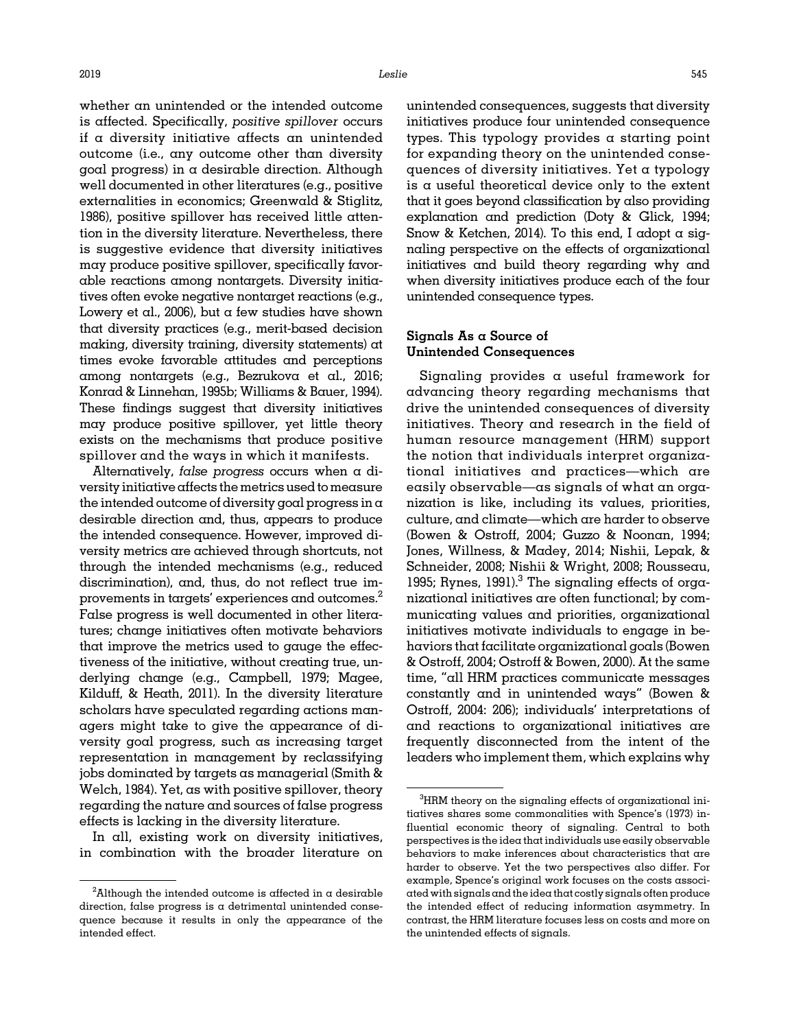whether an unintended or the intended outcome is affected. Specifically, *positive spillover* occurs if a diversity initiative affects an unintended outcome (i.e., any outcome other than diversity goal progress) in a desirable direction. Although well documented in other literatures (e.g., positive externalities in economics; Greenwald & Stiglitz, 1986), positive spillover has received little attention in the diversity literature. Nevertheless, there is suggestive evidence that diversity initiatives may produce positive spillover, specifically favorable reactions among nontargets. Diversity initiatives often evoke negative nontarget reactions (e.g., Lowery et al., 2006), but a few studies have shown that diversity practices (e.g., merit-based decision making, diversity training, diversity statements) at times evoke favorable attitudes and perceptions among nontargets (e.g., Bezrukova et al., 2016; Konrad & Linnehan, 1995b; Williams & Bauer, 1994). These findings suggest that diversity initiatives may produce positive spillover, yet little theory exists on the mechanisms that produce positive spillover and the ways in which it manifests.

Alternatively, *false progress* occurs when a diversity initiative affects the metrics used to measure the intended outcome of diversity goal progress in a desirable direction and, thus, appears to produce the intended consequence. However, improved diversity metrics are achieved through shortcuts, not through the intended mechanisms (e.g., reduced discrimination), and, thus, do not reflect true improvements in targets' experiences and outcomes.[2] False progress is well documented in other literatures; change initiatives often motivate behaviors that improve the metrics used to gauge the effectiveness of the initiative, without creating true, underlying change (e.g., Campbell, 1979; Magee, Kilduff, & Heath, 2011). In the diversity literature scholars have speculated regarding actions managers might take to give the appearance of diversity goal progress, such as increasing target representation in management by reclassifying jobs dominated by targets as managerial (Smith & Welch, 1984). Yet, as with positive spillover, theory regarding the nature and sources of false progress effects is lacking in the diversity literature.

In all, existing work on diversity initiatives, in combination with the broader literature on unintended consequences, suggests that diversity initiatives produce four unintended consequence types. This typology provides a starting point for expanding theory on the unintended consequences of diversity initiatives. Yet a typology is a useful theoretical device only to the extent that it goes beyond classification by also providing explanation and prediction (Doty & Glick, 1994; Snow & Ketchen, 2014). To this end, I adopt a signaling perspective on the effects of organizational initiatives and build theory regarding why and when diversity initiatives produce each of the four unintended consequence types.

### Signals As a Source of Unintended Consequences

Signaling provides a useful framework for advancing theory regarding mechanisms that drive the unintended consequences of diversity initiatives. Theory and research in the field of human resource management (HRM) support the notion that individuals interpret organizational initiatives and practices—which are easily observable—as signals of what an organization is like, including its values, priorities, culture, and climate—which are harder to observe (Bowen & Ostroff, 2004; Guzzo & Noonan, 1994; Jones, Willness, & Madey, 2014; Nishii, Lepak, & Schneider, 2008; Nishii & Wright, 2008; Rousseau, 1995; Rynes, 1991).[3] The signaling effects of organizational initiatives are often functional; by communicating values and priorities, organizational initiatives motivate individuals to engage in behaviors that facilitate organizational goals (Bowen & Ostroff, 2004; Ostroff & Bowen, 2000). At the same time, "all HRM practices communicate messages constantly and in unintended ways" (Bowen & Ostroff, 2004: 206); individuals' interpretations of and reactions to organizational initiatives are frequently disconnected from the intent of the leaders who implement them, which explains why

---

[2] Although the intended outcome is affected in a desirable direction, false progress is a detrimental unintended consequence because it results in only the appearance of the intended effect.

[3] HRM theory on the signaling effects of organizational initiatives shares some commonalities with Spence's (1973) influential economic theory of signaling. Central to both perspectives is the idea that individuals use easily observable behaviors to make inferences about characteristics that are harder to observe. Yet the two perspectives also differ. For example, Spence's original work focuses on the costs associated with signals and the idea that costly signals often produce the intended effect of reducing information asymmetry. In contrast, the HRM literature focuses less on costs and more on the unintended effects of signals.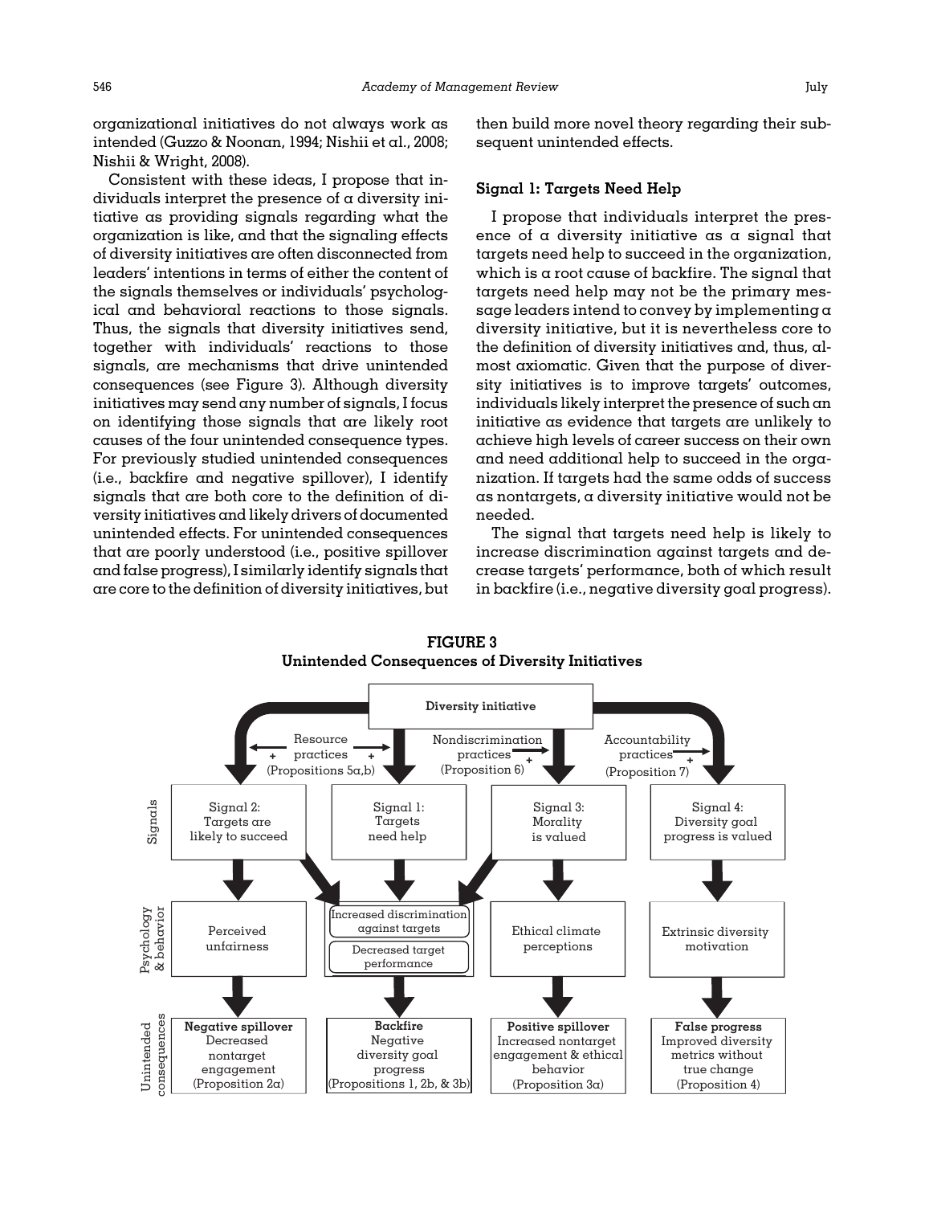organizational initiatives do not always work as intended (Guzzo & Noonan, 1994; Nishii et al., 2008; Nishii & Wright, 2008).

Consistent with these ideas, I propose that individuals interpret the presence of a diversity initiative as providing signals regarding what the organization is like, and that the signaling effects of diversity initiatives are often disconnected from leaders' intentions in terms of either the content of the signals themselves or individuals' psychological and behavioral reactions to those signals. Thus, the signals that diversity initiatives send, together with individuals' reactions to those signals, are mechanisms that drive unintended consequences (see Figure 3). Although diversity initiatives may send any number of signals, I focus on identifying those signals that are likely root causes of the four unintended consequence types. For previously studied unintended consequences (i.e., backfire and negative spillover), I identify signals that are both core to the definition of diversity initiatives and likely drivers of documented unintended effects. For unintended consequences that are poorly understood (i.e., positive spillover and false progress), I similarly identify signals that are core to the definition of diversity initiatives, but then build more novel theory regarding their subsequent unintended effects.

### Signal 1: Targets Need Help

I propose that individuals interpret the presence of a diversity initiative as a signal that targets need help to succeed in the organization, which is a root cause of backfire. The signal that targets need help may not be the primary message leaders intend to convey by implementing a diversity initiative, but it is nevertheless core to the definition of diversity initiatives and, thus, almost axiomatic. Given that the purpose of diversity initiatives is to improve targets' outcomes, individuals likely interpret the presence of such an initiative as evidence that targets are unlikely to achieve high levels of career success on their own and need additional help to succeed in the organization. If targets had the same odds of success as nontargets, a diversity initiative would not be needed.

The signal that targets need help is likely to increase discrimination against targets and decrease targets' performance, both of which result in backfire (i.e., negative diversity goal progress).

**FIGURE 3**
**Unintended Consequences of Diversity Initiatives**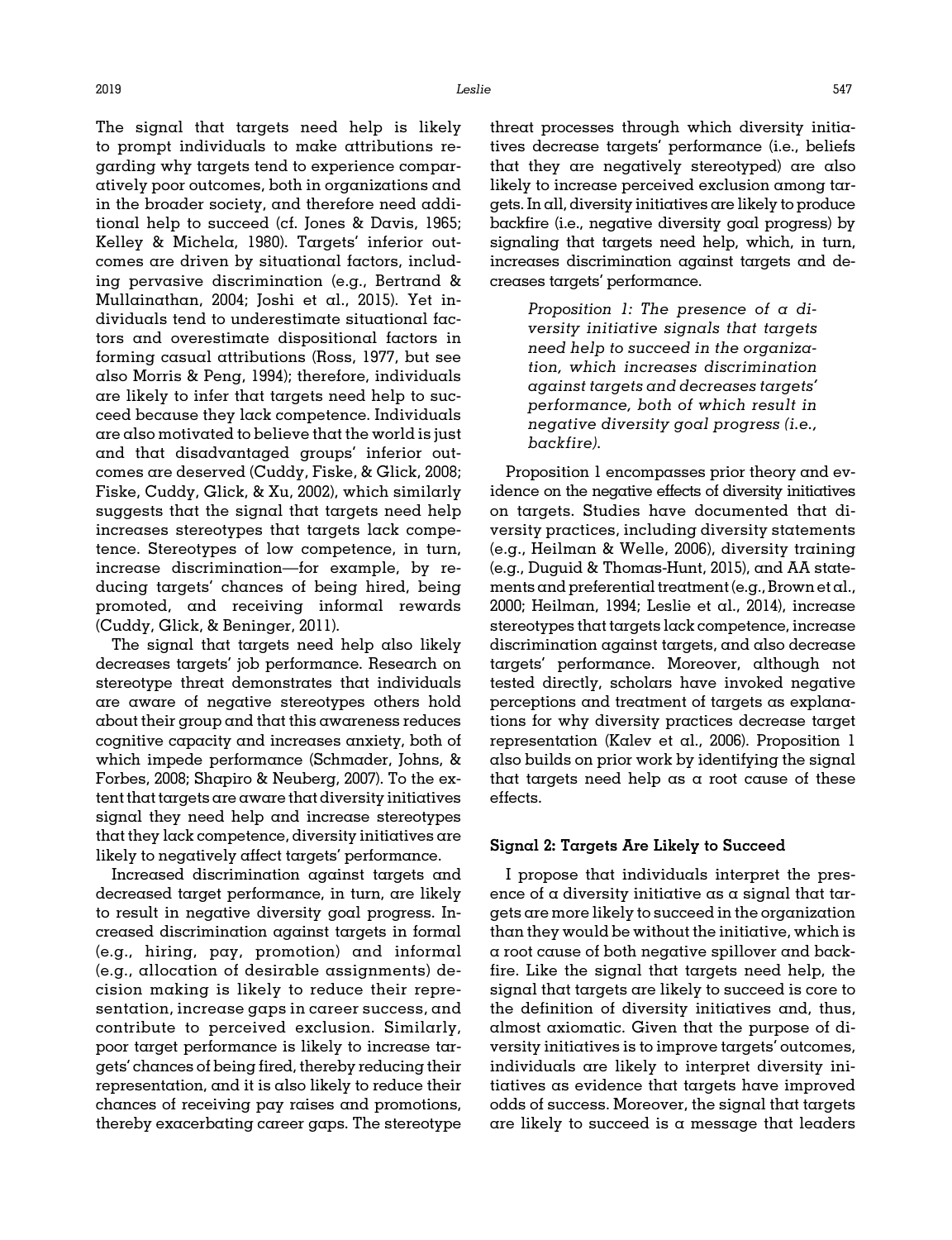The signal that targets need help is likely to prompt individuals to make attributions regarding why targets tend to experience comparatively poor outcomes, both in organizations and in the broader society, and therefore need additional help to succeed (cf. Jones & Davis, 1965; Kelley & Michela, 1980). Targets' inferior outcomes are driven by situational factors, including pervasive discrimination (e.g., Bertrand & Mullainathan, 2004; Joshi et al., 2015). Yet individuals tend to underestimate situational factors and overestimate dispositional factors in forming casual attributions (Ross, 1977, but see also Morris & Peng, 1994); therefore, individuals are likely to infer that targets need help to succeed because they lack competence. Individuals are also motivated to believe that the world is just and that disadvantaged groups' inferior outcomes are deserved (Cuddy, Fiske, & Glick, 2008; Fiske, Cuddy, Glick, & Xu, 2002), which similarly suggests that the signal that targets need help increases stereotypes that targets lack competence. Stereotypes of low competence, in turn, increase discrimination—for example, by reducing targets' chances of being hired, being promoted, and receiving informal rewards (Cuddy, Glick, & Beninger, 2011).

The signal that targets need help also likely decreases targets' job performance. Research on stereotype threat demonstrates that individuals are aware of negative stereotypes others hold about their group and that this awareness reduces cognitive capacity and increases anxiety, both of which impede performance (Schmader, Johns, & Forbes, 2008; Shapiro & Neuberg, 2007). To the extent that targets are aware that diversity initiatives signal they need help and increase stereotypes that they lack competence, diversity initiatives are likely to negatively affect targets' performance.

Increased discrimination against targets and decreased target performance, in turn, are likely to result in negative diversity goal progress. Increased discrimination against targets in formal (e.g., hiring, pay, promotion) and informal (e.g., allocation of desirable assignments) decision making is likely to reduce their representation, increase gaps in career success, and contribute to perceived exclusion. Similarly, poor target performance is likely to increase targets' chances of being fired, thereby reducing their representation, and it is also likely to reduce their chances of receiving pay raises and promotions, thereby exacerbating career gaps. The stereotype threat processes through which diversity initiatives decrease targets' performance (i.e., beliefs that they are negatively stereotyped) are also likely to increase perceived exclusion among targets. In all, diversity initiatives are likely to produce backfire (i.e., negative diversity goal progress) by signaling that targets need help, which, in turn, increases discrimination against targets and decreases targets' performance.

> *Proposition 1: The presence of a diversity initiative signals that targets need help to succeed in the organization, which increases discrimination against targets and decreases targets' performance, both of which result in negative diversity goal progress (i.e., backfire).*

Proposition 1 encompasses prior theory and evidence on the negative effects of diversity initiatives on targets. Studies have documented that diversity practices, including diversity statements (e.g., Heilman & Welle, 2006), diversity training (e.g., Duguid & Thomas-Hunt, 2015), and AA statements and preferential treatment (e.g., Brown et al., 2000; Heilman, 1994; Leslie et al., 2014), increase stereotypes that targets lack competence, increase discrimination against targets, and also decrease targets' performance. Moreover, although not tested directly, scholars have invoked negative perceptions and treatment of targets as explanations for why diversity practices decrease target representation (Kalev et al., 2006). Proposition 1 also builds on prior work by identifying the signal that targets need help as a root cause of these effects.

### Signal 2: Targets Are Likely to Succeed

I propose that individuals interpret the presence of a diversity initiative as a signal that targets are more likely to succeed in the organization than they would be without the initiative, which is a root cause of both negative spillover and backfire. Like the signal that targets need help, the signal that targets are likely to succeed is core to the definition of diversity initiatives and, thus, almost axiomatic. Given that the purpose of diversity initiatives is to improve targets' outcomes, individuals are likely to interpret diversity initiatives as evidence that targets have improved odds of success. Moreover, the signal that targets are likely to succeed is a message that leaders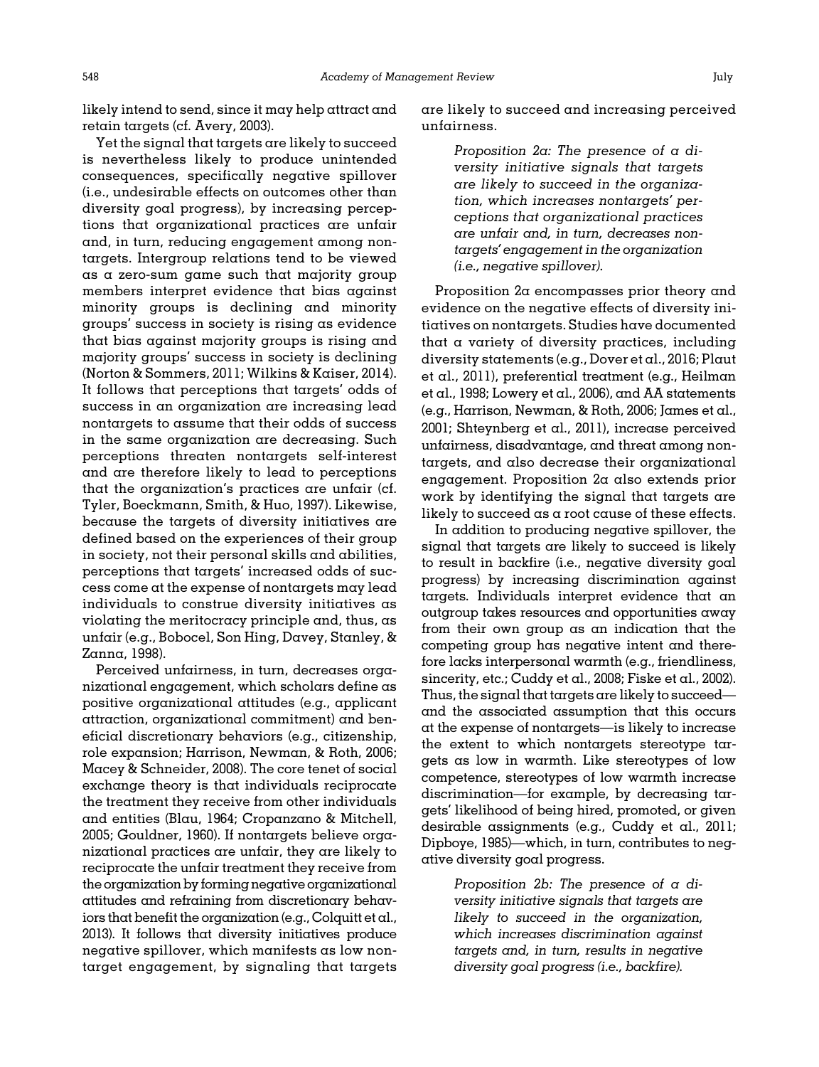likely intend to send, since it may help attract and retain targets (cf. Avery, 2003).

Yet the signal that targets are likely to succeed is nevertheless likely to produce unintended consequences, specifically negative spillover (i.e., undesirable effects on outcomes other than diversity goal progress), by increasing perceptions that organizational practices are unfair and, in turn, reducing engagement among nontargets. Intergroup relations tend to be viewed as a zero-sum game such that majority group members interpret evidence that bias against minority groups is declining and minority groups' success in society is rising as evidence that bias against majority groups is rising and majority groups' success in society is declining (Norton & Sommers, 2011; Wilkins & Kaiser, 2014). It follows that perceptions that targets' odds of success in an organization are increasing lead nontargets to assume that their odds of success in the same organization are decreasing. Such perceptions threaten nontargets self-interest and are therefore likely to lead to perceptions that the organization's practices are unfair (cf. Tyler, Boeckmann, Smith, & Huo, 1997). Likewise, because the targets of diversity initiatives are defined based on the experiences of their group in society, not their personal skills and abilities, perceptions that targets' increased odds of success come at the expense of nontargets may lead individuals to construe diversity initiatives as violating the meritocracy principle and, thus, as unfair (e.g., Bobocel, Son Hing, Davey, Stanley, & Zanna, 1998).

Perceived unfairness, in turn, decreases organizational engagement, which scholars define as positive organizational attitudes (e.g., applicant attraction, organizational commitment) and beneficial discretionary behaviors (e.g., citizenship, role expansion; Harrison, Newman, & Roth, 2006; Macey & Schneider, 2008). The core tenet of social exchange theory is that individuals reciprocate the treatment they receive from other individuals and entities (Blau, 1964; Cropanzano & Mitchell, 2005; Gouldner, 1960). If nontargets believe organizational practices are unfair, they are likely to reciprocate the unfair treatment they receive from the organization by forming negative organizational attitudes and refraining from discretionary behaviors that benefit the organization (e.g., Colquitt et al., 2013). It follows that diversity initiatives produce negative spillover, which manifests as low nontarget engagement, by signaling that targets are likely to succeed and increasing perceived unfairness.

> *Proposition 2a: The presence of a diversity initiative signals that targets are likely to succeed in the organization, which increases nontargets' perceptions that organizational practices are unfair and, in turn, decreases nontargets' engagement in the organization (i.e., negative spillover).*

Proposition 2a encompasses prior theory and evidence on the negative effects of diversity initiatives on nontargets. Studies have documented that a variety of diversity practices, including diversity statements (e.g., Dover et al., 2016; Plaut et al., 2011), preferential treatment (e.g., Heilman et al., 1998; Lowery et al., 2006), and AA statements (e.g., Harrison, Newman, & Roth, 2006; James et al., 2001; Shteynberg et al., 2011), increase perceived unfairness, disadvantage, and threat among nontargets, and also decrease their organizational engagement. Proposition 2a also extends prior work by identifying the signal that targets are likely to succeed as a root cause of these effects.

In addition to producing negative spillover, the signal that targets are likely to succeed is likely to result in backfire (i.e., negative diversity goal progress) by increasing discrimination against targets. Individuals interpret evidence that an outgroup takes resources and opportunities away from their own group as an indication that the competing group has negative intent and therefore lacks interpersonal warmth (e.g., friendliness, sincerity, etc.; Cuddy et al., 2008; Fiske et al., 2002). Thus, the signal that targets are likely to succeed—and the associated assumption that this occurs at the expense of nontargets—is likely to increase the extent to which nontargets stereotype targets as low in warmth. Like stereotypes of low competence, stereotypes of low warmth increase discrimination—for example, by decreasing targets' likelihood of being hired, promoted, or given desirable assignments (e.g., Cuddy et al., 2011; Dipboye, 1985)—which, in turn, contributes to negative diversity goal progress.

> *Proposition 2b: The presence of a diversity initiative signals that targets are likely to succeed in the organization, which increases discrimination against targets and, in turn, results in negative diversity goal progress (i.e., backfire).*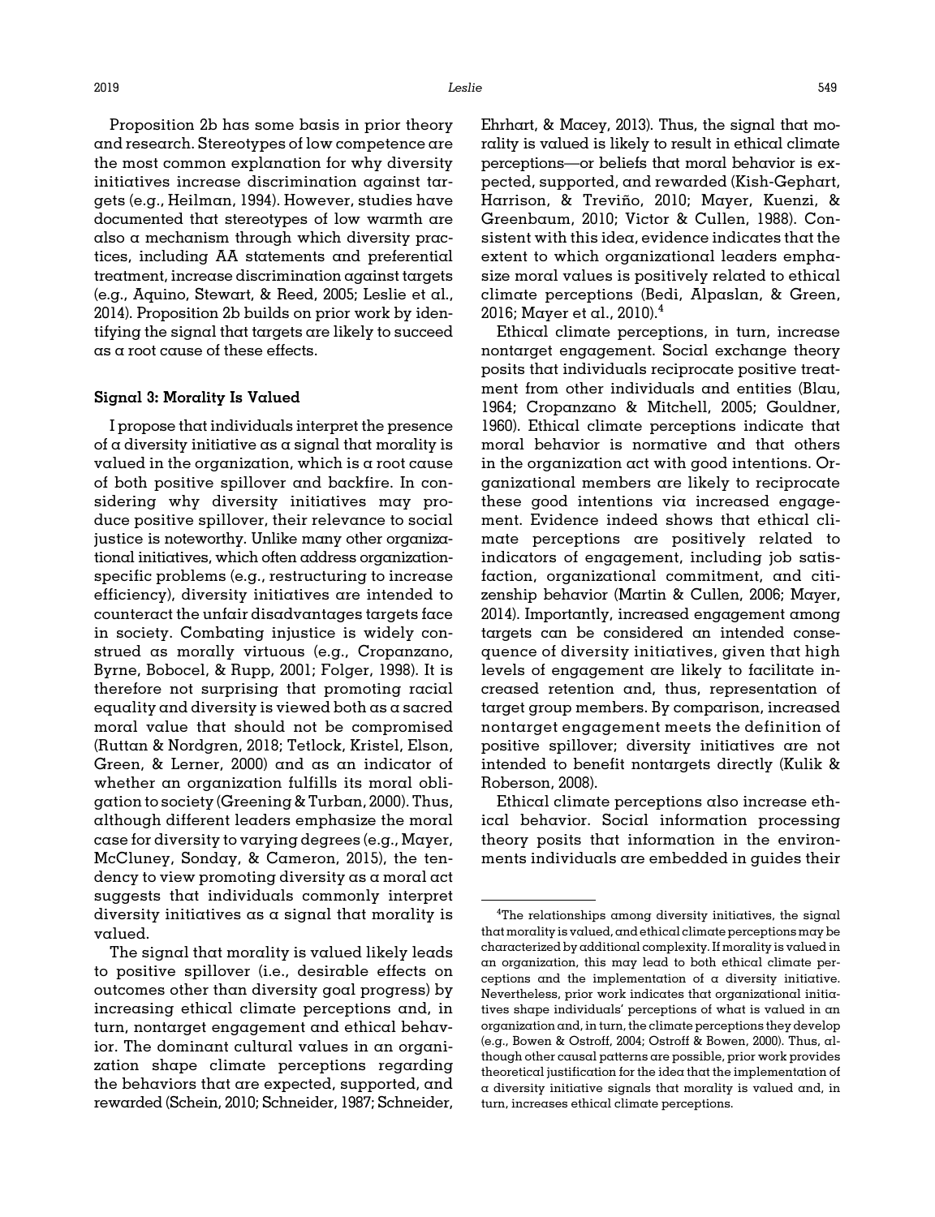Proposition 2b has some basis in prior theory and research. Stereotypes of low competence are the most common explanation for why diversity initiatives increase discrimination against targets (e.g., Heilman, 1994). However, studies have documented that stereotypes of low warmth are also a mechanism through which diversity practices, including AA statements and preferential treatment, increase discrimination against targets (e.g., Aquino, Stewart, & Reed, 2005; Leslie et al., 2014). Proposition 2b builds on prior work by identifying the signal that targets are likely to succeed as a root cause of these effects.

### Signal 3: Morality Is Valued

I propose that individuals interpret the presence of a diversity initiative as a signal that morality is valued in the organization, which is a root cause of both positive spillover and backfire. In considering why diversity initiatives may produce positive spillover, their relevance to social justice is noteworthy. Unlike many other organizational initiatives, which often address organization-specific problems (e.g., restructuring to increase efficiency), diversity initiatives are intended to counteract the unfair disadvantages targets face in society. Combating injustice is widely construed as morally virtuous (e.g., Cropanzano, Byrne, Bobocel, & Rupp, 2001; Folger, 1998). It is therefore not surprising that promoting racial equality and diversity is viewed both as a sacred moral value that should not be compromised (Ruttan & Nordgren, 2018; Tetlock, Kristel, Elson, Green, & Lerner, 2000) and as an indicator of whether an organization fulfills its moral obligation to society (Greening & Turban, 2000). Thus, although different leaders emphasize the moral case for diversity to varying degrees (e.g., Mayer, McCluney, Sonday, & Cameron, 2015), the tendency to view promoting diversity as a moral act suggests that individuals commonly interpret diversity initiatives as a signal that morality is valued.

The signal that morality is valued likely leads to positive spillover (i.e., desirable effects on outcomes other than diversity goal progress) by increasing ethical climate perceptions and, in turn, nontarget engagement and ethical behavior. The dominant cultural values in an organization shape climate perceptions regarding the behaviors that are expected, supported, and rewarded (Schein, 2010; Schneider, 1987; Schneider, Ehrhart, & Macey, 2013). Thus, the signal that morality is valued is likely to result in ethical climate perceptions—or beliefs that moral behavior is expected, supported, and rewarded (Kish-Gephart, Harrison, & Treviño, 2010; Mayer, Kuenzi, & Greenbaum, 2010; Victor & Cullen, 1988). Consistent with this idea, evidence indicates that the extent to which organizational leaders emphasize moral values is positively related to ethical climate perceptions (Bedi, Alpaslan, & Green, 2016; Mayer et al., 2010).[4]

Ethical climate perceptions, in turn, increase nontarget engagement. Social exchange theory posits that individuals reciprocate positive treatment from other individuals and entities (Blau, 1964; Cropanzano & Mitchell, 2005; Gouldner, 1960). Ethical climate perceptions indicate that moral behavior is normative and that others in the organization act with good intentions. Organizational members are likely to reciprocate these good intentions via increased engagement. Evidence indeed shows that ethical climate perceptions are positively related to indicators of engagement, including job satisfaction, organizational commitment, and citizenship behavior (Martin & Cullen, 2006; Mayer, 2014). Importantly, increased engagement among targets can be considered an intended consequence of diversity initiatives, given that high levels of engagement are likely to facilitate increased retention and, thus, representation of target group members. By comparison, increased nontarget engagement meets the definition of positive spillover; diversity initiatives are not intended to benefit nontargets directly (Kulik & Roberson, 2008).

Ethical climate perceptions also increase ethical behavior. Social information processing theory posits that information in the environments individuals are embedded in guides their

---

[4]The relationships among diversity initiatives, the signal that morality is valued, and ethical climate perceptions may be characterized by additional complexity. If morality is valued in an organization, this may lead to both ethical climate perceptions and the implementation of a diversity initiative. Nevertheless, prior work indicates that organizational initiatives shape individuals' perceptions of what is valued in an organization and, in turn, the climate perceptions they develop (e.g., Bowen & Ostroff, 2004; Ostroff & Bowen, 2000). Thus, although other causal patterns are possible, prior work provides theoretical justification for the idea that the implementation of a diversity initiative signals that morality is valued and, in turn, increases ethical climate perceptions.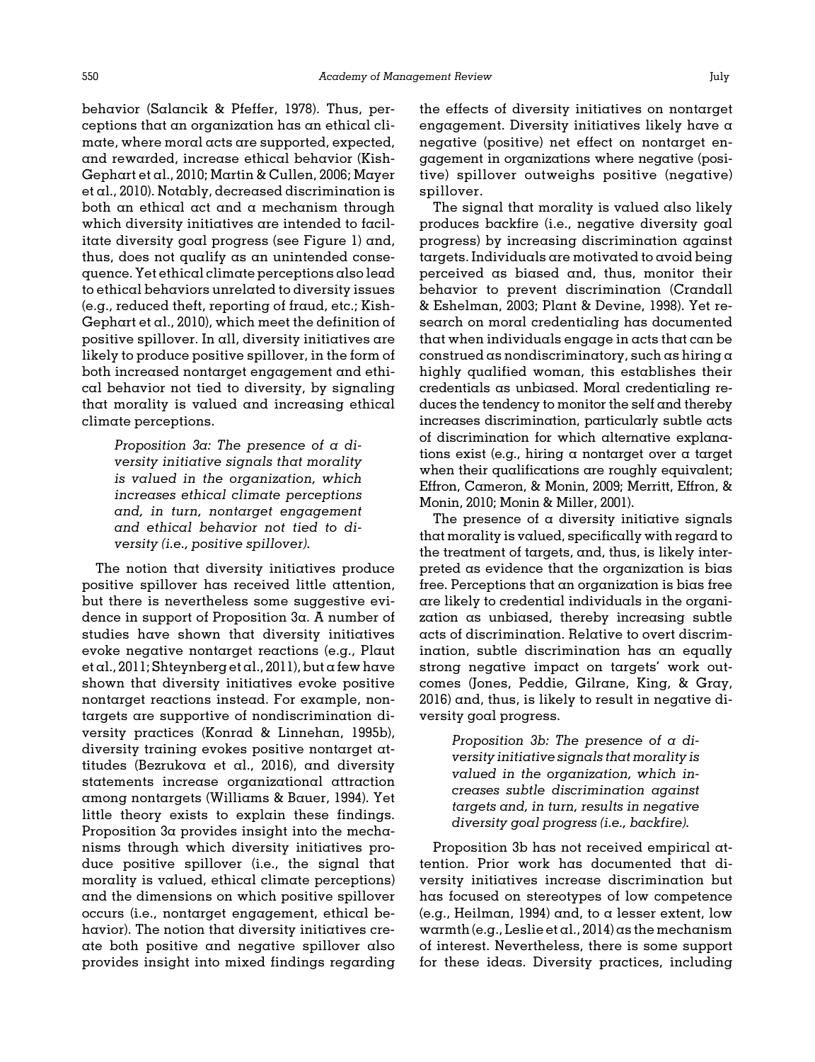behavior (Salancik & Pfeffer, 1978). Thus, perceptions that an organization has an ethical climate, where moral acts are supported, expected, and rewarded, increase ethical behavior (Kish-Gephart et al., 2010; Martin & Cullen, 2006; Mayer et al., 2010). Notably, decreased discrimination is both an ethical act and a mechanism through which diversity initiatives are intended to facilitate diversity goal progress (see Figure 1) and, thus, does not qualify as an unintended consequence. Yet ethical climate perceptions also lead to ethical behaviors unrelated to diversity issues (e.g., reduced theft, reporting of fraud, etc.; Kish-Gephart et al., 2010), which meet the definition of positive spillover. In all, diversity initiatives are likely to produce positive spillover, in the form of both increased nontarget engagement and ethical behavior not tied to diversity, by signaling that morality is valued and increasing ethical climate perceptions.

> *Proposition 3a: The presence of a diversity initiative signals that morality is valued in the organization, which increases ethical climate perceptions and, in turn, nontarget engagement and ethical behavior not tied to diversity (i.e., positive spillover).*

The notion that diversity initiatives produce positive spillover has received little attention, but there is nevertheless some suggestive evidence in support of Proposition 3a. A number of studies have shown that diversity initiatives evoke negative nontarget reactions (e.g., Plaut et al., 2011; Shteynberg et al., 2011), but a few have shown that diversity initiatives evoke positive nontarget reactions instead. For example, nontargets are supportive of nondiscrimination diversity practices (Konrad & Linnehan, 1995b), diversity training evokes positive nontarget attitudes (Bezrukova et al., 2016), and diversity statements increase organizational attraction among nontargets (Williams & Bauer, 1994). Yet little theory exists to explain these findings. Proposition 3a provides insight into the mechanisms through which diversity initiatives produce positive spillover (i.e., the signal that morality is valued, ethical climate perceptions) and the dimensions on which positive spillover occurs (i.e., nontarget engagement, ethical behavior). The notion that diversity initiatives create both positive and negative spillover also provides insight into mixed findings regarding the effects of diversity initiatives on nontarget engagement. Diversity initiatives likely have a negative (positive) net effect on nontarget engagement in organizations where negative (positive) spillover outweighs positive (negative) spillover.

The signal that morality is valued also likely produces backfire (i.e., negative diversity goal progress) by increasing discrimination against targets. Individuals are motivated to avoid being perceived as biased and, thus, monitor their behavior to prevent discrimination (Crandall & Eshelman, 2003; Plant & Devine, 1998). Yet research on moral credentialing has documented that when individuals engage in acts that can be construed as nondiscriminatory, such as hiring a highly qualified woman, this establishes their credentials as unbiased. Moral credentialing reduces the tendency to monitor the self and thereby increases discrimination, particularly subtle acts of discrimination for which alternative explanations exist (e.g., hiring a nontarget over a target when their qualifications are roughly equivalent; Effron, Cameron, & Monin, 2009; Merritt, Effron, & Monin, 2010; Monin & Miller, 2001).

The presence of a diversity initiative signals that morality is valued, specifically with regard to the treatment of targets, and, thus, is likely interpreted as evidence that the organization is bias free. Perceptions that an organization is bias free are likely to credential individuals in the organization as unbiased, thereby increasing subtle acts of discrimination. Relative to overt discrimination, subtle discrimination has an equally strong negative impact on targets' work outcomes (Jones, Peddie, Gilrane, King, & Gray, 2016) and, thus, is likely to result in negative diversity goal progress.

> *Proposition 3b: The presence of a diversity initiative signals that morality is valued in the organization, which increases subtle discrimination against targets and, in turn, results in negative diversity goal progress (i.e., backfire).*

Proposition 3b has not received empirical attention. Prior work has documented that diversity initiatives increase discrimination but has focused on stereotypes of low competence (e.g., Heilman, 1994) and, to a lesser extent, low warmth (e.g., Leslie et al., 2014) as the mechanism of interest. Nevertheless, there is some support for these ideas. Diversity practices, including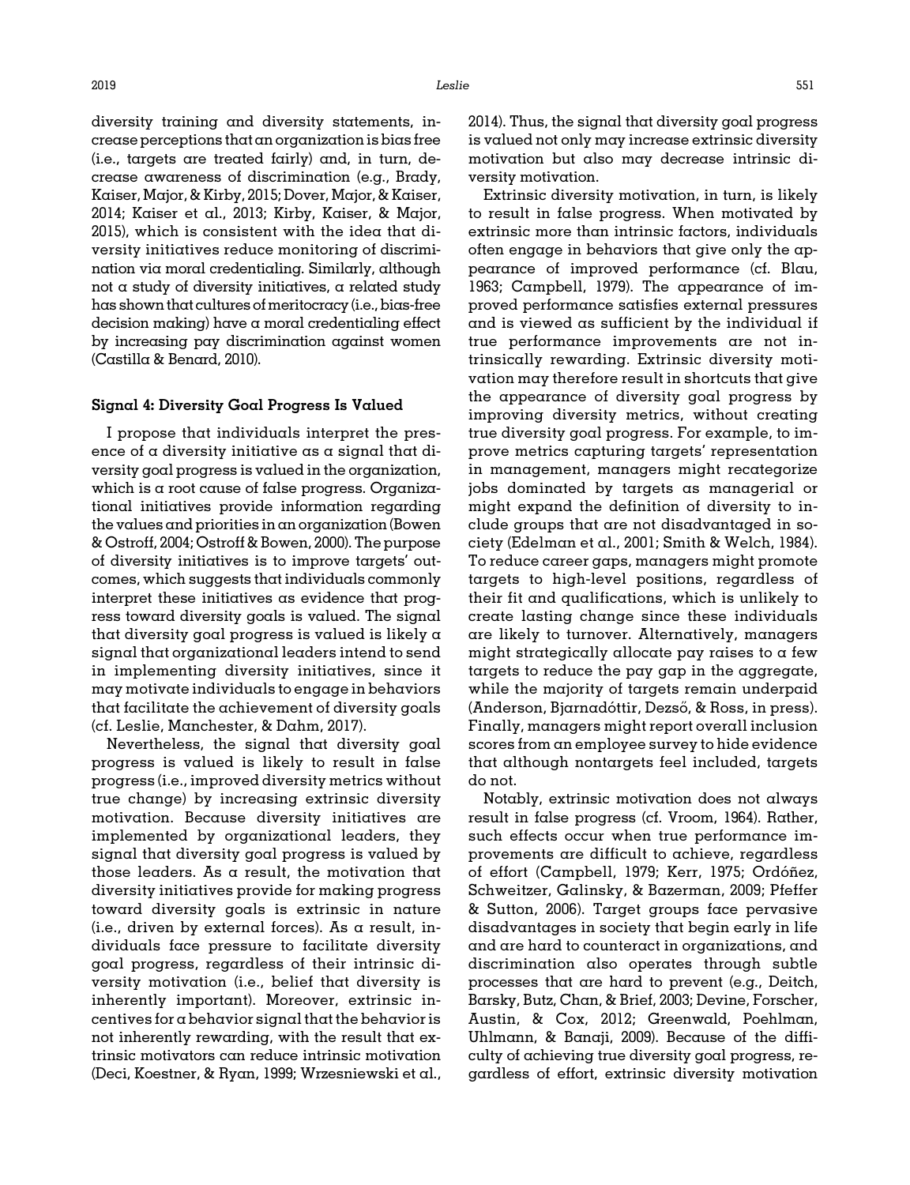diversity training and diversity statements, increase perceptions that an organization is bias free (i.e., targets are treated fairly) and, in turn, decrease awareness of discrimination (e.g., Brady, Kaiser, Major, & Kirby, 2015; Dover, Major, & Kaiser, 2014; Kaiser et al., 2013; Kirby, Kaiser, & Major, 2015), which is consistent with the idea that diversity initiatives reduce monitoring of discrimination via moral credentialing. Similarly, although not a study of diversity initiatives, a related study has shown that cultures of meritocracy (i.e., bias-free decision making) have a moral credentialing effect by increasing pay discrimination against women (Castilla & Benard, 2010).

### Signal 4: Diversity Goal Progress Is Valued

I propose that individuals interpret the presence of a diversity initiative as a signal that diversity goal progress is valued in the organization, which is a root cause of false progress. Organizational initiatives provide information regarding the values and priorities in an organization (Bowen & Ostroff, 2004; Ostroff & Bowen, 2000). The purpose of diversity initiatives is to improve targets' outcomes, which suggests that individuals commonly interpret these initiatives as evidence that progress toward diversity goals is valued. The signal that diversity goal progress is valued is likely a signal that organizational leaders intend to send in implementing diversity initiatives, since it may motivate individuals to engage in behaviors that facilitate the achievement of diversity goals (cf. Leslie, Manchester, & Dahm, 2017).

Nevertheless, the signal that diversity goal progress is valued is likely to result in false progress (i.e., improved diversity metrics without true change) by increasing extrinsic diversity motivation. Because diversity initiatives are implemented by organizational leaders, they signal that diversity goal progress is valued by those leaders. As a result, the motivation that diversity initiatives provide for making progress toward diversity goals is extrinsic in nature (i.e., driven by external forces). As a result, individuals face pressure to facilitate diversity goal progress, regardless of their intrinsic diversity motivation (i.e., belief that diversity is inherently important). Moreover, extrinsic incentives for a behavior signal that the behavior is not inherently rewarding, with the result that extrinsic motivators can reduce intrinsic motivation (Deci, Koestner, & Ryan, 1999; Wrzesniewski et al., 2014). Thus, the signal that diversity goal progress is valued not only may increase extrinsic diversity motivation but also may decrease intrinsic diversity motivation.

Extrinsic diversity motivation, in turn, is likely to result in false progress. When motivated by extrinsic more than intrinsic factors, individuals often engage in behaviors that give only the appearance of improved performance (cf. Blau, 1963; Campbell, 1979). The appearance of improved performance satisfies external pressures and is viewed as sufficient by the individual if true performance improvements are not intrinsically rewarding. Extrinsic diversity motivation may therefore result in shortcuts that give the appearance of diversity goal progress by improving diversity metrics, without creating true diversity goal progress. For example, to improve metrics capturing targets' representation in management, managers might recategorize jobs dominated by targets as managerial or might expand the definition of diversity to include groups that are not disadvantaged in society (Edelman et al., 2001; Smith & Welch, 1984). To reduce career gaps, managers might promote targets to high-level positions, regardless of their fit and qualifications, which is unlikely to create lasting change since these individuals are likely to turnover. Alternatively, managers might strategically allocate pay raises to a few targets to reduce the pay gap in the aggregate, while the majority of targets remain underpaid (Anderson, Bjarnadóttir, Dezső, & Ross, in press). Finally, managers might report overall inclusion scores from an employee survey to hide evidence that although nontargets feel included, targets do not.

Notably, extrinsic motivation does not always result in false progress (cf. Vroom, 1964). Rather, such effects occur when true performance improvements are difficult to achieve, regardless of effort (Campbell, 1979; Kerr, 1975; Ordóñez, Schweitzer, Galinsky, & Bazerman, 2009; Pfeffer & Sutton, 2006). Target groups face pervasive disadvantages in society that begin early in life and are hard to counteract in organizations, and discrimination also operates through subtle processes that are hard to prevent (e.g., Deitch, Barsky, Butz, Chan, & Brief, 2003; Devine, Forscher, Austin, & Cox, 2012; Greenwald, Poehlman, Uhlmann, & Banaji, 2009). Because of the difficulty of achieving true diversity goal progress, regardless of effort, extrinsic diversity motivation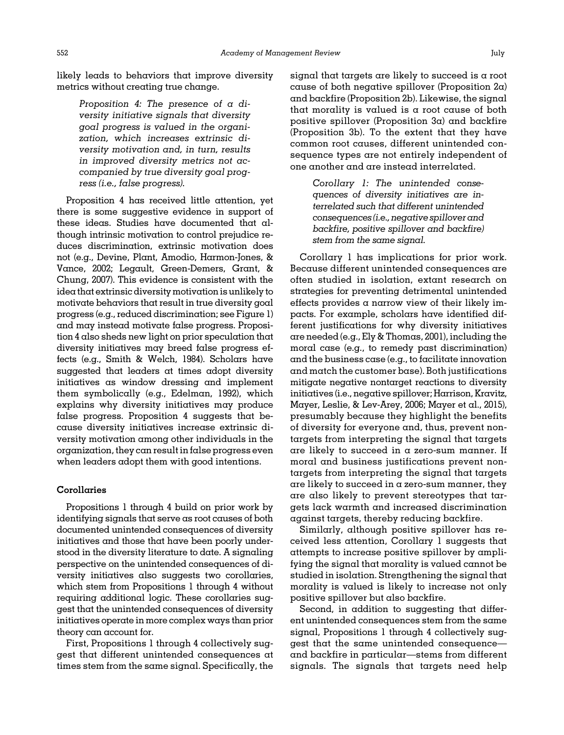likely leads to behaviors that improve diversity metrics without creating true change.

> *Proposition 4: The presence of a diversity initiative signals that diversity goal progress is valued in the organization, which increases extrinsic diversity motivation and, in turn, results in improved diversity metrics not accompanied by true diversity goal progress (i.e., false progress).*

Proposition 4 has received little attention, yet there is some suggestive evidence in support of these ideas. Studies have documented that although intrinsic motivation to control prejudice reduces discrimination, extrinsic motivation does not (e.g., Devine, Plant, Amodio, Harmon-Jones, & Vance, 2002; Legault, Green-Demers, Grant, & Chung, 2007). This evidence is consistent with the idea that extrinsic diversity motivation is unlikely to motivate behaviors that result in true diversity goal progress (e.g., reduced discrimination; see Figure 1) and may instead motivate false progress. Proposition 4 also sheds new light on prior speculation that diversity initiatives may breed false progress effects (e.g., Smith & Welch, 1984). Scholars have suggested that leaders at times adopt diversity initiatives as window dressing and implement them symbolically (e.g., Edelman, 1992), which explains why diversity initiatives may produce false progress. Proposition 4 suggests that because diversity initiatives increase extrinsic diversity motivation among other individuals in the organization, they can result in false progress even when leaders adopt them with good intentions.

### Corollaries

Propositions 1 through 4 build on prior work by identifying signals that serve as root causes of both documented unintended consequences of diversity initiatives and those that have been poorly understood in the diversity literature to date. A signaling perspective on the unintended consequences of diversity initiatives also suggests two corollaries, which stem from Propositions 1 through 4 without requiring additional logic. These corollaries suggest that the unintended consequences of diversity initiatives operate in more complex ways than prior theory can account for.

First, Propositions 1 through 4 collectively suggest that different unintended consequences at times stem from the same signal. Specifically, the signal that targets are likely to succeed is a root cause of both negative spillover (Proposition 2a) and backfire (Proposition 2b). Likewise, the signal that morality is valued is a root cause of both positive spillover (Proposition 3a) and backfire (Proposition 3b). To the extent that they have common root causes, different unintended consequence types are not entirely independent of one another and are instead interrelated.

> *Corollary 1: The unintended consequences of diversity initiatives are interrelated such that different unintended consequences (i.e., negative spillover and backfire, positive spillover and backfire) stem from the same signal.*

Corollary 1 has implications for prior work. Because different unintended consequences are often studied in isolation, extant research on strategies for preventing detrimental unintended effects provides a narrow view of their likely impacts. For example, scholars have identified different justifications for why diversity initiatives are needed (e.g., Ely & Thomas, 2001), including the moral case (e.g., to remedy past discrimination) and the business case (e.g., to facilitate innovation and match the customer base). Both justifications mitigate negative nontarget reactions to diversity initiatives (i.e., negative spillover; Harrison, Kravitz, Mayer, Leslie, & Lev-Arey, 2006; Mayer et al., 2015), presumably because they highlight the benefits of diversity for everyone and, thus, prevent nontargets from interpreting the signal that targets are likely to succeed in a zero-sum manner. If moral and business justifications prevent nontargets from interpreting the signal that targets are likely to succeed in a zero-sum manner, they are also likely to prevent stereotypes that targets lack warmth and increased discrimination against targets, thereby reducing backfire.

Similarly, although positive spillover has received less attention, Corollary 1 suggests that attempts to increase positive spillover by amplifying the signal that morality is valued cannot be studied in isolation. Strengthening the signal that morality is valued is likely to increase not only positive spillover but also backfire.

Second, in addition to suggesting that different unintended consequences stem from the same signal, Propositions 1 through 4 collectively suggest that the same unintended consequence—and backfire in particular—stems from different signals. The signals that targets need help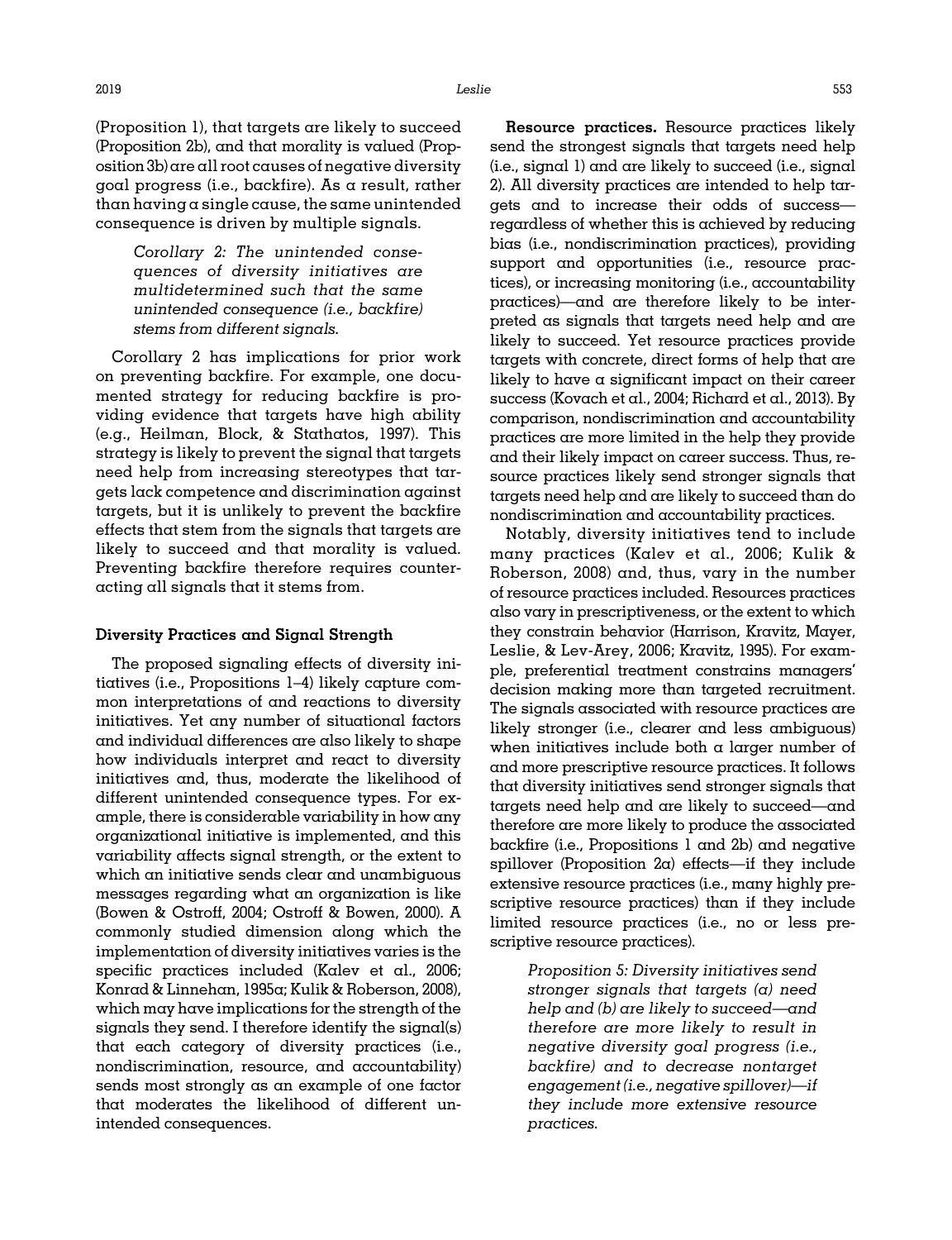(Proposition 1), that targets are likely to succeed (Proposition 2b), and that morality is valued (Proposition 3b) are all root causes of negative diversity goal progress (i.e., backfire). As a result, rather than having a single cause, the same unintended consequence is driven by multiple signals.

> *Corollary 2: The unintended consequences of diversity initiatives are multidetermined such that the same unintended consequence (i.e., backfire) stems from different signals.*

Corollary 2 has implications for prior work on preventing backfire. For example, one documented strategy for reducing backfire is providing evidence that targets have high ability (e.g., Heilman, Block, & Stathatos, 1997). This strategy is likely to prevent the signal that targets need help from increasing stereotypes that targets lack competence and discrimination against targets, but it is unlikely to prevent the backfire effects that stem from the signals that targets are likely to succeed and that morality is valued. Preventing backfire therefore requires counteracting all signals that it stems from.

### Diversity Practices and Signal Strength

The proposed signaling effects of diversity initiatives (i.e., Propositions 1–4) likely capture common interpretations of and reactions to diversity initiatives. Yet any number of situational factors and individual differences are also likely to shape how individuals interpret and react to diversity initiatives and, thus, moderate the likelihood of different unintended consequence types. For example, there is considerable variability in how any organizational initiative is implemented, and this variability affects signal strength, or the extent to which an initiative sends clear and unambiguous messages regarding what an organization is like (Bowen & Ostroff, 2004; Ostroff & Bowen, 2000). A commonly studied dimension along which the implementation of diversity initiatives varies is the specific practices included (Kalev et al., 2006; Konrad & Linnehan, 1995a; Kulik & Roberson, 2008), which may have implications for the strength of the signals they send. I therefore identify the signal(s) that each category of diversity practices (i.e., nondiscrimination, resource, and accountability) sends most strongly as an example of one factor that moderates the likelihood of different unintended consequences.

**Resource practices.** Resource practices likely send the strongest signals that targets need help (i.e., signal 1) and are likely to succeed (i.e., signal 2). All diversity practices are intended to help targets and to increase their odds of success—regardless of whether this is achieved by reducing bias (i.e., nondiscrimination practices), providing support and opportunities (i.e., resource practices), or increasing monitoring (i.e., accountability practices)—and are therefore likely to be interpreted as signals that targets need help and are likely to succeed. Yet resource practices provide targets with concrete, direct forms of help that are likely to have a significant impact on their career success (Kovach et al., 2004; Richard et al., 2013). By comparison, nondiscrimination and accountability practices are more limited in the help they provide and their likely impact on career success. Thus, resource practices likely send stronger signals that targets need help and are likely to succeed than do nondiscrimination and accountability practices.

Notably, diversity initiatives tend to include many practices (Kalev et al., 2006; Kulik & Roberson, 2008) and, thus, vary in the number of resource practices included. Resources practices also vary in prescriptiveness, or the extent to which they constrain behavior (Harrison, Kravitz, Mayer, Leslie, & Lev-Arey, 2006; Kravitz, 1995). For example, preferential treatment constrains managers' decision making more than targeted recruitment. The signals associated with resource practices are likely stronger (i.e., clearer and less ambiguous) when initiatives include both a larger number of and more prescriptive resource practices. It follows that diversity initiatives send stronger signals that targets need help and are likely to succeed—and therefore are more likely to produce the associated backfire (i.e., Propositions 1 and 2b) and negative spillover (Proposition 2a) effects—if they include extensive resource practices (i.e., many highly prescriptive resource practices) than if they include limited resource practices (i.e., no or less prescriptive resource practices).

> *Proposition 5: Diversity initiatives send stronger signals that targets (a) need help and (b) are likely to succeed—and therefore are more likely to result in negative diversity goal progress (i.e., backfire) and to decrease nontarget engagement (i.e., negative spillover)—if they include more extensive resource practices.*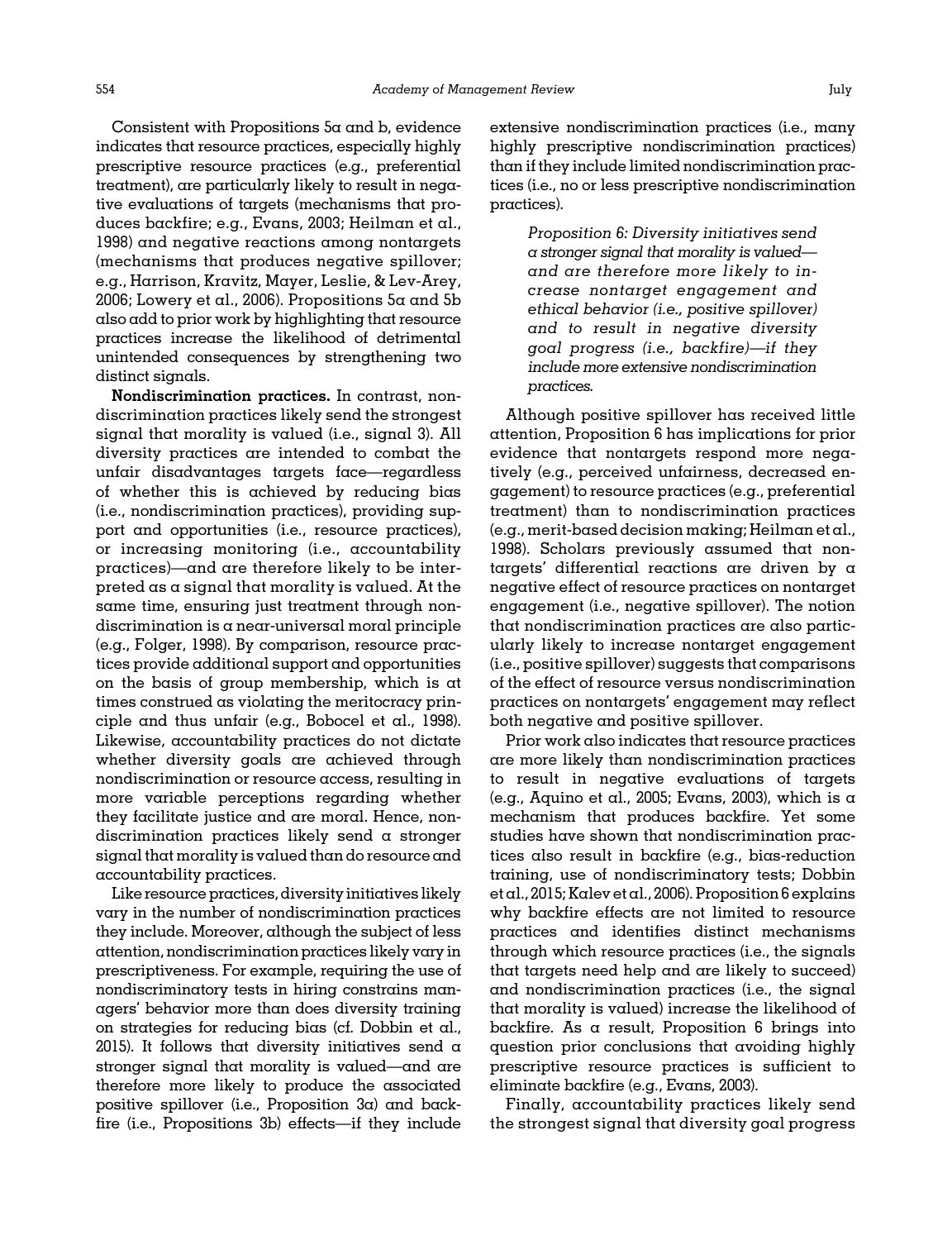Consistent with Propositions 5a and b, evidence indicates that resource practices, especially highly prescriptive resource practices (e.g., preferential treatment), are particularly likely to result in negative evaluations of targets (mechanisms that produces backfire; e.g., Evans, 2003; Heilman et al., 1998) and negative reactions among nontargets (mechanisms that produces negative spillover; e.g., Harrison, Kravitz, Mayer, Leslie, & Lev-Arey, 2006; Lowery et al., 2006). Propositions 5a and 5b also add to prior work by highlighting that resource practices increase the likelihood of detrimental unintended consequences by strengthening two distinct signals.

**Nondiscrimination practices.** In contrast, nondiscrimination practices likely send the strongest signal that morality is valued (i.e., signal 3). All diversity practices are intended to combat the unfair disadvantages targets face—regardless of whether this is achieved by reducing bias (i.e., nondiscrimination practices), providing support and opportunities (i.e., resource practices), or increasing monitoring (i.e., accountability practices)—and are therefore likely to be interpreted as a signal that morality is valued. At the same time, ensuring just treatment through nondiscrimination is a near-universal moral principle (e.g., Folger, 1998). By comparison, resource practices provide additional support and opportunities on the basis of group membership, which is at times construed as violating the meritocracy principle and thus unfair (e.g., Bobocel et al., 1998). Likewise, accountability practices do not dictate whether diversity goals are achieved through nondiscrimination or resource access, resulting in more variable perceptions regarding whether they facilitate justice and are moral. Hence, nondiscrimination practices likely send a stronger signal that morality is valued than do resource and accountability practices.

Like resource practices, diversity initiatives likely vary in the number of nondiscrimination practices they include. Moreover, although the subject of less attention, nondiscrimination practices likely vary in prescriptiveness. For example, requiring the use of nondiscriminatory tests in hiring constrains managers' behavior more than does diversity training on strategies for reducing bias (cf. Dobbin et al., 2015). It follows that diversity initiatives send a stronger signal that morality is valued—and are therefore more likely to produce the associated positive spillover (i.e., Proposition 3a) and backfire (i.e., Propositions 3b) effects—if they include extensive nondiscrimination practices (i.e., many highly prescriptive nondiscrimination practices) than if they include limited nondiscrimination practices (i.e., no or less prescriptive nondiscrimination practices).

> *Proposition 6: Diversity initiatives send a stronger signal that morality is valued—and are therefore more likely to increase nontarget engagement and ethical behavior (i.e., positive spillover) and to result in negative diversity goal progress (i.e., backfire)—if they include more extensive nondiscrimination practices.*

Although positive spillover has received little attention, Proposition 6 has implications for prior evidence that nontargets respond more negatively (e.g., perceived unfairness, decreased engagement) to resource practices (e.g., preferential treatment) than to nondiscrimination practices (e.g., merit-based decision making; Heilman et al., 1998). Scholars previously assumed that nontargets' differential reactions are driven by a negative effect of resource practices on nontarget engagement (i.e., negative spillover). The notion that nondiscrimination practices are also particularly likely to increase nontarget engagement (i.e., positive spillover) suggests that comparisons of the effect of resource versus nondiscrimination practices on nontargets' engagement may reflect both negative and positive spillover.

Prior work also indicates that resource practices are more likely than nondiscrimination practices to result in negative evaluations of targets (e.g., Aquino et al., 2005; Evans, 2003), which is a mechanism that produces backfire. Yet some studies have shown that nondiscrimination practices also result in backfire (e.g., bias-reduction training, use of nondiscriminatory tests; Dobbin et al., 2015; Kalev et al., 2006). Proposition 6 explains why backfire effects are not limited to resource practices and identifies distinct mechanisms through which resource practices (i.e., the signals that targets need help and are likely to succeed) and nondiscrimination practices (i.e., the signal that morality is valued) increase the likelihood of backfire. As a result, Proposition 6 brings into question prior conclusions that avoiding highly prescriptive resource practices is sufficient to eliminate backfire (e.g., Evans, 2003).

Finally, accountability practices likely send the strongest signal that diversity goal progress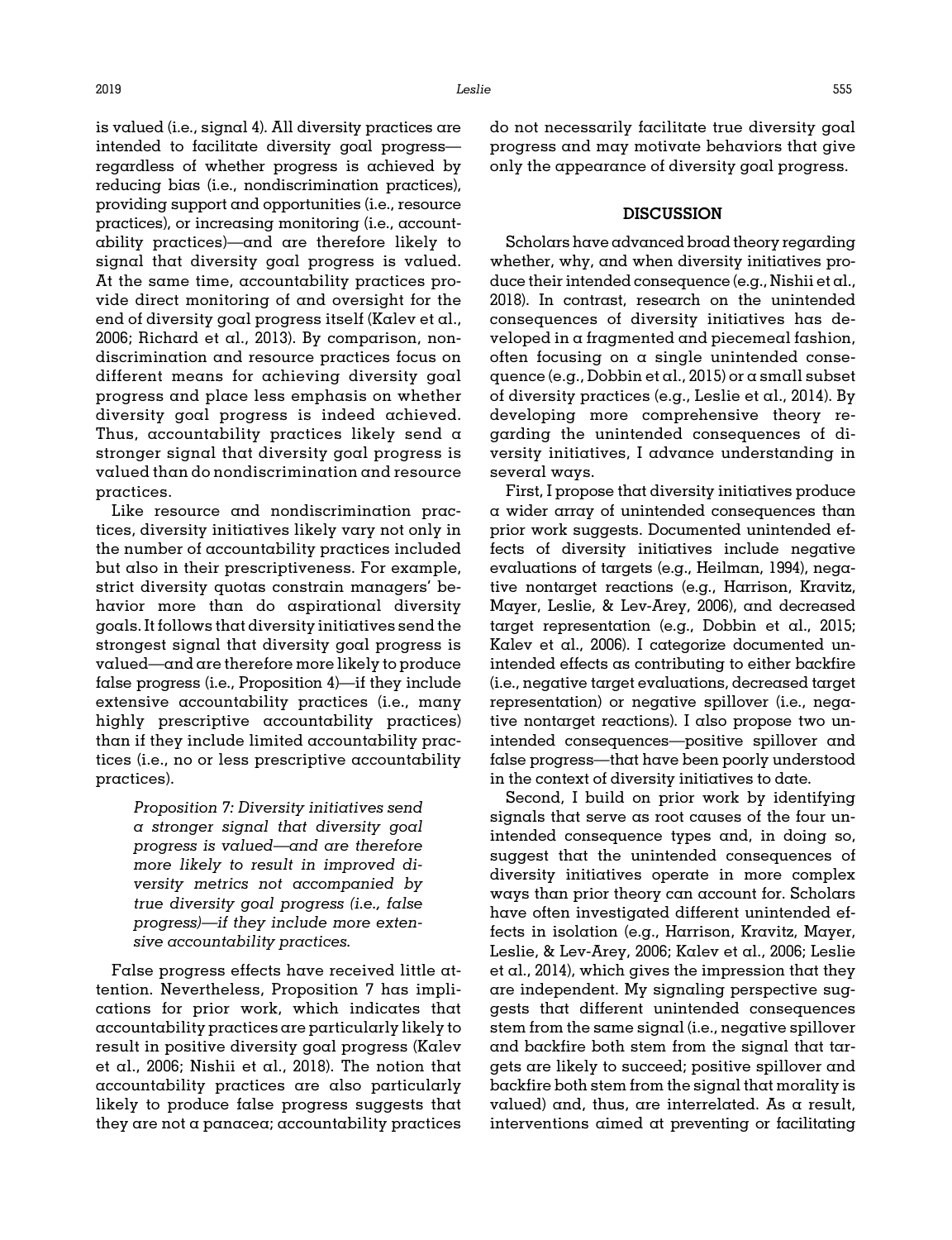is valued (i.e., signal 4). All diversity practices are intended to facilitate diversity goal progress—regardless of whether progress is achieved by reducing bias (i.e., nondiscrimination practices), providing support and opportunities (i.e., resource practices), or increasing monitoring (i.e., accountability practices)—and are therefore likely to signal that diversity goal progress is valued. At the same time, accountability practices provide direct monitoring of and oversight for the end of diversity goal progress itself (Kalev et al., 2006; Richard et al., 2013). By comparison, nondiscrimination and resource practices focus on different means for achieving diversity goal progress and place less emphasis on whether diversity goal progress is indeed achieved. Thus, accountability practices likely send a stronger signal that diversity goal progress is valued than do nondiscrimination and resource practices.

Like resource and nondiscrimination practices, diversity initiatives likely vary not only in the number of accountability practices included but also in their prescriptiveness. For example, strict diversity quotas constrain managers' behavior more than do aspirational diversity goals. It follows that diversity initiatives send the strongest signal that diversity goal progress is valued—and are therefore more likely to produce false progress (i.e., Proposition 4)—if they include extensive accountability practices (i.e., many highly prescriptive accountability practices) than if they include limited accountability practices (i.e., no or less prescriptive accountability practices).

> *Proposition 7: Diversity initiatives send a stronger signal that diversity goal progress is valued—and are therefore more likely to result in improved diversity metrics not accompanied by true diversity goal progress (i.e., false progress)—if they include more extensive accountability practices.*

False progress effects have received little attention. Nevertheless, Proposition 7 has implications for prior work, which indicates that accountability practices are particularly likely to result in positive diversity goal progress (Kalev et al., 2006; Nishii et al., 2018). The notion that accountability practices are also particularly likely to produce false progress suggests that they are not a panacea; accountability practices do not necessarily facilitate true diversity goal progress and may motivate behaviors that give only the appearance of diversity goal progress.

## DISCUSSION

Scholars have advanced broad theory regarding whether, why, and when diversity initiatives produce their intended consequence (e.g., Nishii et al., 2018). In contrast, research on the unintended consequences of diversity initiatives has developed in a fragmented and piecemeal fashion, often focusing on a single unintended consequence (e.g., Dobbin et al., 2015) or a small subset of diversity practices (e.g., Leslie et al., 2014). By developing more comprehensive theory regarding the unintended consequences of diversity initiatives, I advance understanding in several ways.

First, I propose that diversity initiatives produce a wider array of unintended consequences than prior work suggests. Documented unintended effects of diversity initiatives include negative evaluations of targets (e.g., Heilman, 1994), negative nontarget reactions (e.g., Harrison, Kravitz, Mayer, Leslie, & Lev-Arey, 2006), and decreased target representation (e.g., Dobbin et al., 2015; Kalev et al., 2006). I categorize documented unintended effects as contributing to either backfire (i.e., negative target evaluations, decreased target representation) or negative spillover (i.e., negative nontarget reactions). I also propose two unintended consequences—positive spillover and false progress—that have been poorly understood in the context of diversity initiatives to date.

Second, I build on prior work by identifying signals that serve as root causes of the four unintended consequence types and, in doing so, suggest that the unintended consequences of diversity initiatives operate in more complex ways than prior theory can account for. Scholars have often investigated different unintended effects in isolation (e.g., Harrison, Kravitz, Mayer, Leslie, & Lev-Arey, 2006; Kalev et al., 2006; Leslie et al., 2014), which gives the impression that they are independent. My signaling perspective suggests that different unintended consequences stem from the same signal (i.e., negative spillover and backfire both stem from the signal that targets are likely to succeed; positive spillover and backfire both stem from the signal that morality is valued) and, thus, are interrelated. As a result, interventions aimed at preventing or facilitating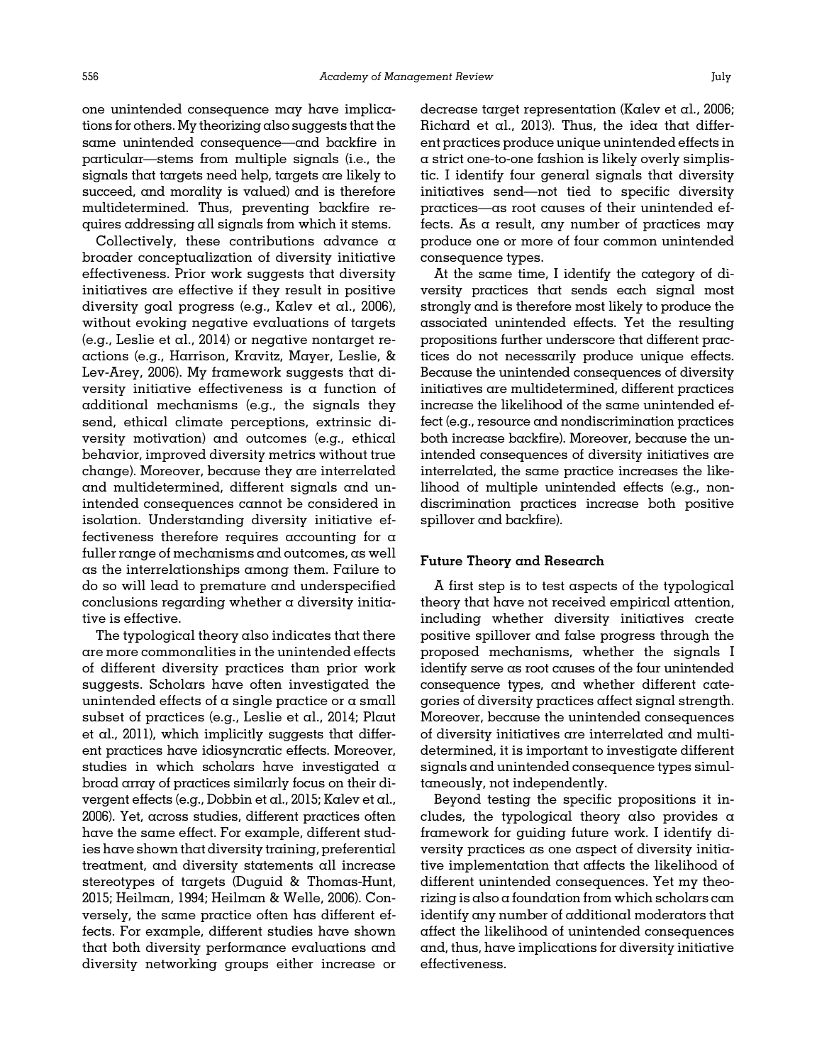one unintended consequence may have implications for others. My theorizing also suggests that the same unintended consequence—and backfire in particular—stems from multiple signals (i.e., the signals that targets need help, targets are likely to succeed, and morality is valued) and is therefore multidetermined. Thus, preventing backfire requires addressing all signals from which it stems.

Collectively, these contributions advance a broader conceptualization of diversity initiative effectiveness. Prior work suggests that diversity initiatives are effective if they result in positive diversity goal progress (e.g., Kalev et al., 2006), without evoking negative evaluations of targets (e.g., Leslie et al., 2014) or negative nontarget reactions (e.g., Harrison, Kravitz, Mayer, Leslie, & Lev-Arey, 2006). My framework suggests that diversity initiative effectiveness is a function of additional mechanisms (e.g., the signals they send, ethical climate perceptions, extrinsic diversity motivation) and outcomes (e.g., ethical behavior, improved diversity metrics without true change). Moreover, because they are interrelated and multidetermined, different signals and unintended consequences cannot be considered in isolation. Understanding diversity initiative effectiveness therefore requires accounting for a fuller range of mechanisms and outcomes, as well as the interrelationships among them. Failure to do so will lead to premature and underspecified conclusions regarding whether a diversity initiative is effective.

The typological theory also indicates that there are more commonalities in the unintended effects of different diversity practices than prior work suggests. Scholars have often investigated the unintended effects of a single practice or a small subset of practices (e.g., Leslie et al., 2014; Plaut et al., 2011), which implicitly suggests that different practices have idiosyncratic effects. Moreover, studies in which scholars have investigated a broad array of practices similarly focus on their divergent effects (e.g., Dobbin et al., 2015; Kalev et al., 2006). Yet, across studies, different practices often have the same effect. For example, different studies have shown that diversity training, preferential treatment, and diversity statements all increase stereotypes of targets (Duguid & Thomas-Hunt, 2015; Heilman, 1994; Heilman & Welle, 2006). Conversely, the same practice often has different effects. For example, different studies have shown that both diversity performance evaluations and diversity networking groups either increase or decrease target representation (Kalev et al., 2006; Richard et al., 2013). Thus, the idea that different practices produce unique unintended effects in a strict one-to-one fashion is likely overly simplistic. I identify four general signals that diversity initiatives send—not tied to specific diversity practices—as root causes of their unintended effects. As a result, any number of practices may produce one or more of four common unintended consequence types.

At the same time, I identify the category of diversity practices that sends each signal most strongly and is therefore most likely to produce the associated unintended effects. Yet the resulting propositions further underscore that different practices do not necessarily produce unique effects. Because the unintended consequences of diversity initiatives are multidetermined, different practices increase the likelihood of the same unintended effect (e.g., resource and nondiscrimination practices both increase backfire). Moreover, because the unintended consequences of diversity initiatives are interrelated, the same practice increases the likelihood of multiple unintended effects (e.g., nondiscrimination practices increase both positive spillover and backfire).

### Future Theory and Research

A first step is to test aspects of the typological theory that have not received empirical attention, including whether diversity initiatives create positive spillover and false progress through the proposed mechanisms, whether the signals I identify serve as root causes of the four unintended consequence types, and whether different categories of diversity practices affect signal strength. Moreover, because the unintended consequences of diversity initiatives are interrelated and multidetermined, it is important to investigate different signals and unintended consequence types simultaneously, not independently.

Beyond testing the specific propositions it includes, the typological theory also provides a framework for guiding future work. I identify diversity practices as one aspect of diversity initiative implementation that affects the likelihood of different unintended consequences. Yet my theorizing is also a foundation from which scholars can identify any number of additional moderators that affect the likelihood of unintended consequences and, thus, have implications for diversity initiative effectiveness.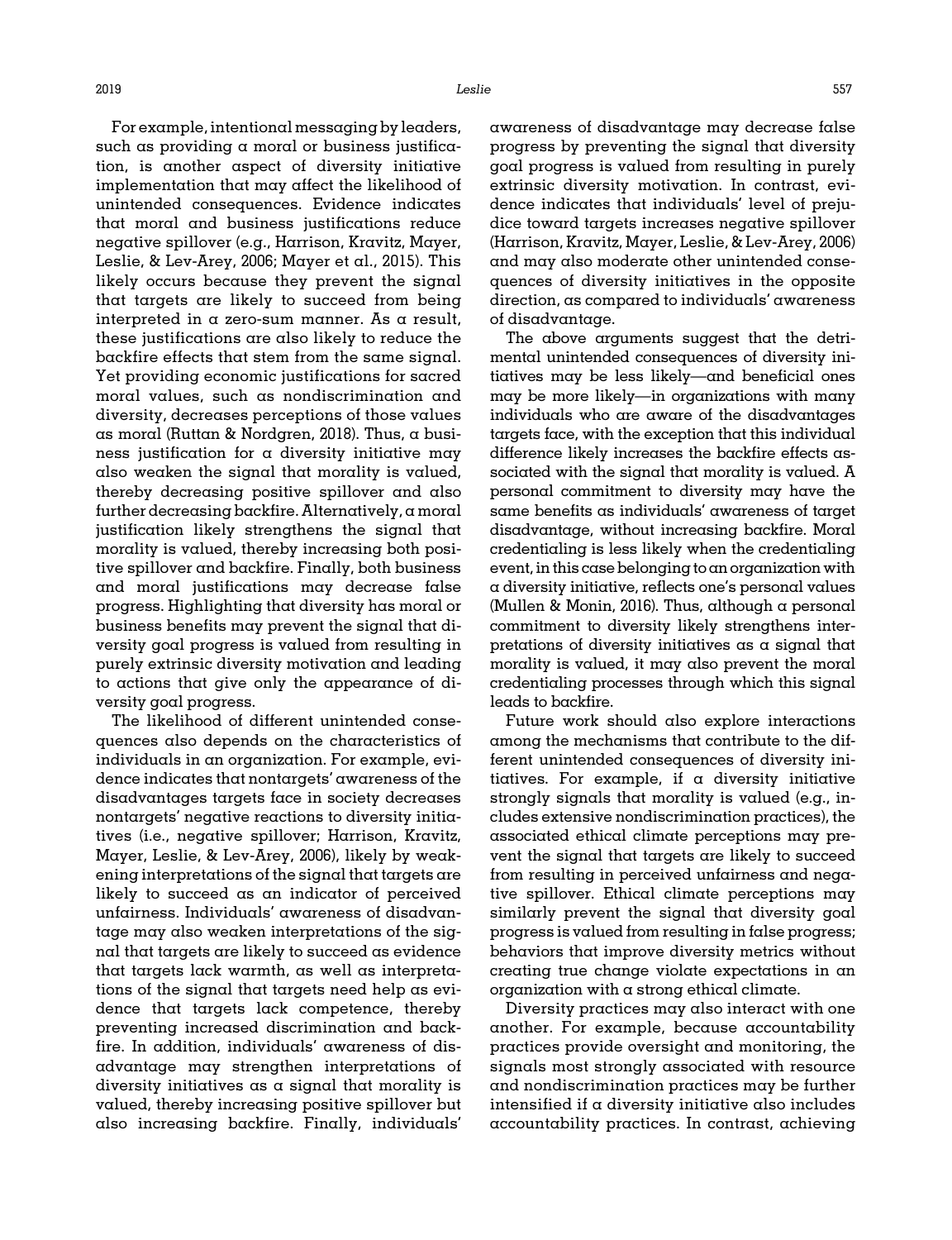For example, intentional messaging by leaders, such as providing a moral or business justification, is another aspect of diversity initiative implementation that may affect the likelihood of unintended consequences. Evidence indicates that moral and business justifications reduce negative spillover (e.g., Harrison, Kravitz, Mayer, Leslie, & Lev-Arey, 2006; Mayer et al., 2015). This likely occurs because they prevent the signal that targets are likely to succeed from being interpreted in a zero-sum manner. As a result, these justifications are also likely to reduce the backfire effects that stem from the same signal. Yet providing economic justifications for sacred moral values, such as nondiscrimination and diversity, decreases perceptions of those values as moral (Ruttan & Nordgren, 2018). Thus, a business justification for a diversity initiative may also weaken the signal that morality is valued, thereby decreasing positive spillover and also further decreasing backfire. Alternatively, a moral justification likely strengthens the signal that morality is valued, thereby increasing both positive spillover and backfire. Finally, both business and moral justifications may decrease false progress. Highlighting that diversity has moral or business benefits may prevent the signal that diversity goal progress is valued from resulting in purely extrinsic diversity motivation and leading to actions that give only the appearance of diversity goal progress.

The likelihood of different unintended consequences also depends on the characteristics of individuals in an organization. For example, evidence indicates that nontargets' awareness of the disadvantages targets face in society decreases nontargets' negative reactions to diversity initiatives (i.e., negative spillover; Harrison, Kravitz, Mayer, Leslie, & Lev-Arey, 2006), likely by weakening interpretations of the signal that targets are likely to succeed as an indicator of perceived unfairness. Individuals' awareness of disadvantage may also weaken interpretations of the signal that targets are likely to succeed as evidence that targets lack warmth, as well as interpretations of the signal that targets need help as evidence that targets lack competence, thereby preventing increased discrimination and backfire. In addition, individuals' awareness of disadvantage may strengthen interpretations of diversity initiatives as a signal that morality is valued, thereby increasing positive spillover but also increasing backfire. Finally, individuals' awareness of disadvantage may decrease false progress by preventing the signal that diversity goal progress is valued from resulting in purely extrinsic diversity motivation. In contrast, evidence indicates that individuals' level of prejudice toward targets increases negative spillover (Harrison, Kravitz, Mayer, Leslie, & Lev-Arey, 2006) and may also moderate other unintended consequences of diversity initiatives in the opposite direction, as compared to individuals' awareness of disadvantage.

The above arguments suggest that the detrimental unintended consequences of diversity initiatives may be less likely—and beneficial ones may be more likely—in organizations with many individuals who are aware of the disadvantages targets face, with the exception that this individual difference likely increases the backfire effects associated with the signal that morality is valued. A personal commitment to diversity may have the same benefits as individuals' awareness of target disadvantage, without increasing backfire. Moral credentialing is less likely when the credentialing event, in this case belonging to an organization with a diversity initiative, reflects one's personal values (Mullen & Monin, 2016). Thus, although a personal commitment to diversity likely strengthens interpretations of diversity initiatives as a signal that morality is valued, it may also prevent the moral credentialing processes through which this signal leads to backfire.

Future work should also explore interactions among the mechanisms that contribute to the different unintended consequences of diversity initiatives. For example, if a diversity initiative strongly signals that morality is valued (e.g., includes extensive nondiscrimination practices), the associated ethical climate perceptions may prevent the signal that targets are likely to succeed from resulting in perceived unfairness and negative spillover. Ethical climate perceptions may similarly prevent the signal that diversity goal progress is valued from resulting in false progress; behaviors that improve diversity metrics without creating true change violate expectations in an organization with a strong ethical climate.

Diversity practices may also interact with one another. For example, because accountability practices provide oversight and monitoring, the signals most strongly associated with resource and nondiscrimination practices may be further intensified if a diversity initiative also includes accountability practices. In contrast, achieving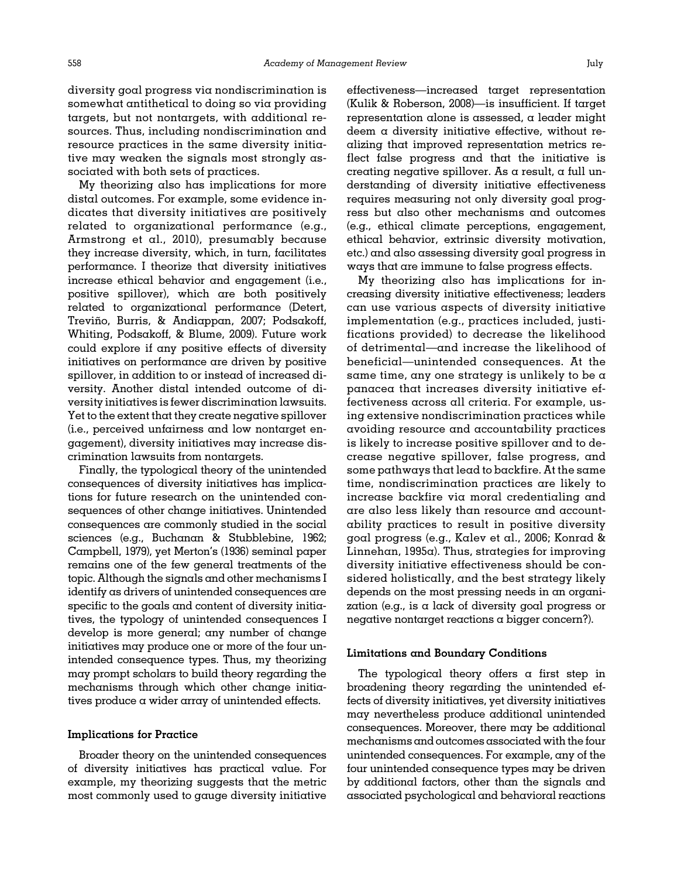diversity goal progress via nondiscrimination is somewhat antithetical to doing so via providing targets, but not nontargets, with additional resources. Thus, including nondiscrimination and resource practices in the same diversity initiative may weaken the signals most strongly associated with both sets of practices.

My theorizing also has implications for more distal outcomes. For example, some evidence indicates that diversity initiatives are positively related to organizational performance (e.g., Armstrong et al., 2010), presumably because they increase diversity, which, in turn, facilitates performance. I theorize that diversity initiatives increase ethical behavior and engagement (i.e., positive spillover), which are both positively related to organizational performance (Detert, Treviño, Burris, & Andiappan, 2007; Podsakoff, Whiting, Podsakoff, & Blume, 2009). Future work could explore if any positive effects of diversity initiatives on performance are driven by positive spillover, in addition to or instead of increased diversity. Another distal intended outcome of diversity initiatives is fewer discrimination lawsuits. Yet to the extent that they create negative spillover (i.e., perceived unfairness and low nontarget engagement), diversity initiatives may increase discrimination lawsuits from nontargets.

Finally, the typological theory of the unintended consequences of diversity initiatives has implications for future research on the unintended consequences of other change initiatives. Unintended consequences are commonly studied in the social sciences (e.g., Buchanan & Stubblebine, 1962; Campbell, 1979), yet Merton's (1936) seminal paper remains one of the few general treatments of the topic. Although the signals and other mechanisms I identify as drivers of unintended consequences are specific to the goals and content of diversity initiatives, the typology of unintended consequences I develop is more general; any number of change initiatives may produce one or more of the four unintended consequence types. Thus, my theorizing may prompt scholars to build theory regarding the mechanisms through which other change initiatives produce a wider array of unintended effects.

### Implications for Practice

Broader theory on the unintended consequences of diversity initiatives has practical value. For example, my theorizing suggests that the metric most commonly used to gauge diversity initiative effectiveness—increased target representation (Kulik & Roberson, 2008)—is insufficient. If target representation alone is assessed, a leader might deem a diversity initiative effective, without realizing that improved representation metrics reflect false progress and that the initiative is creating negative spillover. As a result, a full understanding of diversity initiative effectiveness requires measuring not only diversity goal progress but also other mechanisms and outcomes (e.g., ethical climate perceptions, engagement, ethical behavior, extrinsic diversity motivation, etc.) and also assessing diversity goal progress in ways that are immune to false progress effects.

My theorizing also has implications for increasing diversity initiative effectiveness; leaders can use various aspects of diversity initiative implementation (e.g., practices included, justifications provided) to decrease the likelihood of detrimental—and increase the likelihood of beneficial—unintended consequences. At the same time, any one strategy is unlikely to be a panacea that increases diversity initiative effectiveness across all criteria. For example, using extensive nondiscrimination practices while avoiding resource and accountability practices is likely to increase positive spillover and to decrease negative spillover, false progress, and some pathways that lead to backfire. At the same time, nondiscrimination practices are likely to increase backfire via moral credentialing and are also less likely than resource and accountability practices to result in positive diversity goal progress (e.g., Kalev et al., 2006; Konrad & Linnehan, 1995a). Thus, strategies for improving diversity initiative effectiveness should be considered holistically, and the best strategy likely depends on the most pressing needs in an organization (e.g., is a lack of diversity goal progress or negative nontarget reactions a bigger concern?).

### Limitations and Boundary Conditions

The typological theory offers a first step in broadening theory regarding the unintended effects of diversity initiatives, yet diversity initiatives may nevertheless produce additional unintended consequences. Moreover, there may be additional mechanisms and outcomes associated with the four unintended consequences. For example, any of the four unintended consequence types may be driven by additional factors, other than the signals and associated psychological and behavioral reactions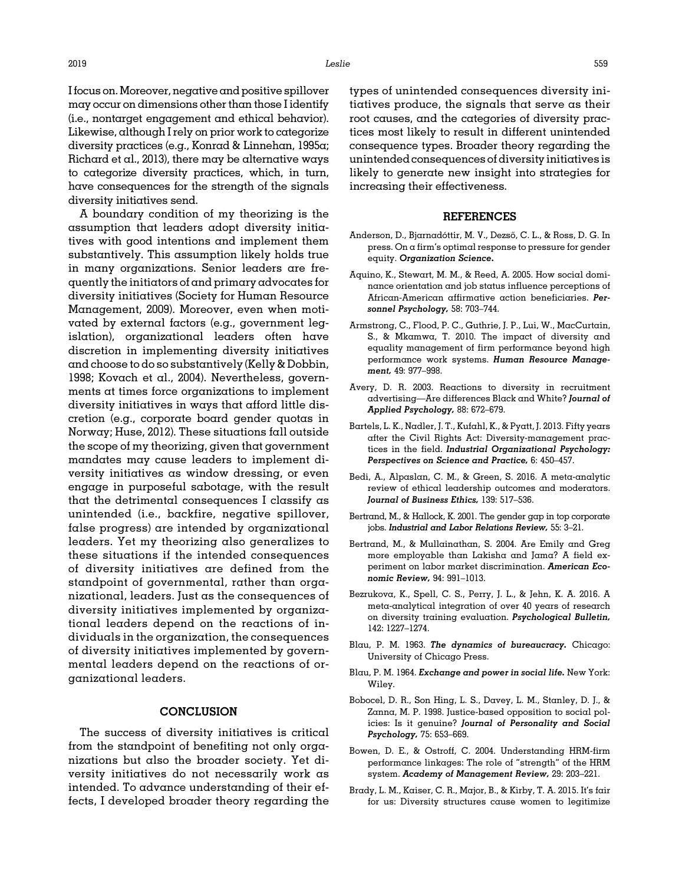I focus on. Moreover, negative and positive spillover may occur on dimensions other than those I identify (i.e., nontarget engagement and ethical behavior). Likewise, although I rely on prior work to categorize diversity practices (e.g., Konrad & Linnehan, 1995a; Richard et al., 2013), there may be alternative ways to categorize diversity practices, which, in turn, have consequences for the strength of the signals diversity initiatives send.

A boundary condition of my theorizing is the assumption that leaders adopt diversity initiatives with good intentions and implement them substantively. This assumption likely holds true in many organizations. Senior leaders are frequently the initiators of and primary advocates for diversity initiatives (Society for Human Resource Management, 2009). Moreover, even when motivated by external factors (e.g., government legislation), organizational leaders often have discretion in implementing diversity initiatives and choose to do so substantively (Kelly & Dobbin, 1998; Kovach et al., 2004). Nevertheless, governments at times force organizations to implement diversity initiatives in ways that afford little discretion (e.g., corporate board gender quotas in Norway; Huse, 2012). These situations fall outside the scope of my theorizing, given that government mandates may cause leaders to implement diversity initiatives as window dressing, or even engage in purposeful sabotage, with the result that the detrimental consequences I classify as unintended (i.e., backfire, negative spillover, false progress) are intended by organizational leaders. Yet my theorizing also generalizes to these situations if the intended consequences of diversity initiatives are defined from the standpoint of governmental, rather than organizational, leaders. Just as the consequences of diversity initiatives implemented by organizational leaders depend on the reactions of individuals in the organization, the consequences of diversity initiatives implemented by governmental leaders depend on the reactions of organizational leaders.

## CONCLUSION

The success of diversity initiatives is critical from the standpoint of benefiting not only organizations but also the broader society. Yet diversity initiatives do not necessarily work as intended. To advance understanding of their effects, I developed broader theory regarding the types of unintended consequences diversity initiatives produce, the signals that serve as their root causes, and the categories of diversity practices most likely to result in different unintended consequence types. Broader theory regarding the unintended consequences of diversity initiatives is likely to generate new insight into strategies for increasing their effectiveness.

## REFERENCES

Anderson, D., Bjarnadóttir, M. V., Dezső, C. L., & Ross, D. G. In press. On a firm's optimal response to pressure for gender equity. ***Organization Science*.**

Aquino, K., Stewart, M. M., & Reed, A. 2005. How social dominance orientation and job status influence perceptions of African-American affirmative action beneficiaries. ***Personnel Psychology,*** 58: 703–744.

Armstrong, C., Flood, P. C., Guthrie, J. P., Lui, W., MacCurtain, S., & Mkamwa, T. 2010. The impact of diversity and equality management of firm performance beyond high performance work systems. ***Human Resource Management,*** 49: 977–998.

Avery, D. R. 2003. Reactions to diversity in recruitment advertising—Are differences Black and White? ***Journal of Applied Psychology,*** 88: 672–679.

Bartels, L. K., Nadler, J. T., Kufahl, K., & Pyatt, J. 2013. Fifty years after the Civil Rights Act: Diversity-management practices in the field. ***Industrial Organizational Psychology: Perspectives on Science and Practice,*** 6: 450–457.

Bedi, A., Alpaslan, C. M., & Green, S. 2016. A meta-analytic review of ethical leadership outcomes and moderators. ***Journal of Business Ethics,*** 139: 517–536.

Bertrand, M., & Hallock, K. 2001. The gender gap in top corporate jobs. ***Industrial and Labor Relations Review,*** 55: 3–21.

Bertrand, M., & Mullainathan, S. 2004. Are Emily and Greg more employable than Lakisha and Jamal? A field experiment on labor market discrimination. ***American Economic Review,*** 94: 991–1013.

Bezrukova, K., Spell, C. S., Perry, J. L., & Jehn, K. A. 2016. A meta-analytical integration of over 40 years of research on diversity training evaluation. ***Psychological Bulletin,*** 142: 1227–1274.

Blau, P. M. 1963. ***The dynamics of bureaucracy*.** Chicago: University of Chicago Press.

Blau, P. M. 1964. ***Exchange and power in social life*.** New York: Wiley.

Bobocel, D. R., Son Hing, L. S., Davey, L. M., Stanley, D. J., & Zanna, M. P. 1998. Justice-based opposition to social policies: Is it genuine? ***Journal of Personality and Social Psychology,*** 75: 653–669.

Bowen, D. E., & Ostroff, C. 2004. Understanding HRM-firm performance linkages: The role of "strength" of the HRM system. ***Academy of Management Review,*** 29: 203–221.

Brady, L. M., Kaiser, C. R., Major, B., & Kirby, T. A. 2015. It's fair for us: Diversity structures cause women to legitimize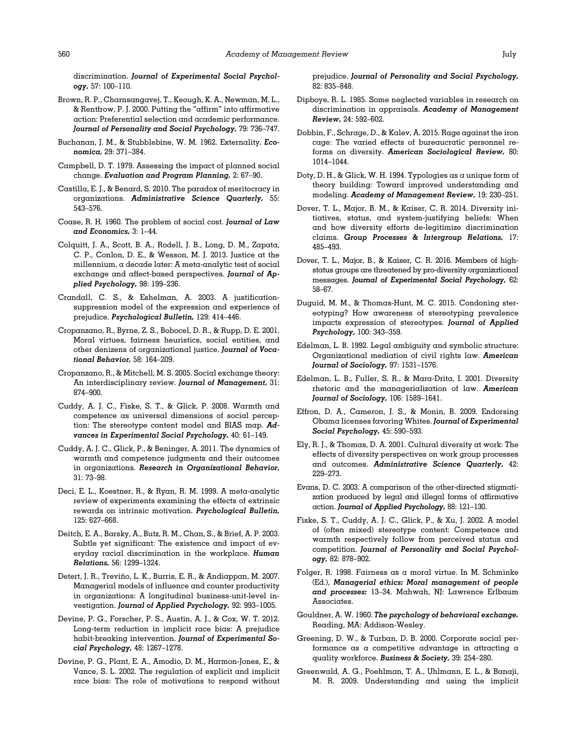discrimination. ***Journal of Experimental Social Psychology,*** 57: 100–110.

Brown, R. P., Charnsangavej, T., Keough, K. A., Newman, M. L., & Rentfrow, P. J. 2000. Putting the "affirm" into affirmative action: Preferential selection and academic performance. ***Journal of Personality and Social Psychology,*** 79: 736–747.

Buchanan, J. M., & Stubblebine, W. M. 1962. Externality. ***Economica,*** 29: 371–384.

Campbell, D. T. 1979. Assessing the impact of planned social change. ***Evaluation and Program Planning,*** 2: 67–90.

Castilla, E. J., & Benard, S. 2010. The paradox of meritocracy in organizations. ***Administrative Science Quarterly,*** 55: 543–576.

Coase, R. H. 1960. The problem of social cost. ***Journal of Law and Economics,*** 3: 1–44.

Colquitt, J. A., Scott, B. A., Rodell, J. B., Long, D. M., Zapata, C. P., Conlon, D. E., & Wesson, M. J. 2013. Justice at the millennium, a decade later: A meta-analytic test of social exchange and affect-based perspectives. ***Journal of Applied Psychology,*** 98: 199–236.

Crandall, C. S., & Eshelman, A. 2003. A justification-suppression model of the expression and experience of prejudice. ***Psychological Bulletin,*** 129: 414–446.

Cropanzano, R., Byrne, Z. S., Bobocel, D. R., & Rupp, D. E. 2001. Moral virtues, fairness heuristics, social entities, and other denizens of organizational justice. ***Journal of Vocational Behavior,*** 58: 164–209.

Cropanzano, R., & Mitchell, M. S. 2005. Social exchange theory: An interdisciplinary review. ***Journal of Management,*** 31: 874–900.

Cuddy, A. J. C., Fiske, S. T., & Glick, P. 2008. Warmth and competence as universal dimensions of social perception: The stereotype content model and BIAS map. ***Advances in Experimental Social Psychology,*** 40: 61–149.

Cuddy, A. J. C., Glick, P., & Beninger, A. 2011. The dynamics of warmth and competence judgments and their outcomes in organizations. ***Research in Organizational Behavior,*** 31: 73–98.

Deci, E. L., Koestner, R., & Ryan, R. M. 1999. A meta-analytic review of experiments examining the effects of extrinsic rewards on intrinsic motivation. ***Psychological Bulletin,*** 125: 627–668.

Deitch, E. A., Barsky, A., Butz, R. M., Chan, S., & Brief, A. P. 2003. Subtle yet significant: The existence and impact of everyday racial discrimination in the workplace. ***Human Relations,*** 56: 1299–1324.

Detert, J. R., Treviño, L. K., Burris, E. R., & Andiappan, M. 2007. Managerial models of influence and counter productivity in organizations: A longitudinal business-unit-level investigation. ***Journal of Applied Psychology,*** 92: 993–1005.

Devine, P. G., Forscher, P. S., Austin, A. J., & Cox, W. T. 2012. Long-term reduction in implicit race bias: A prejudice habit-breaking intervention. ***Journal of Experimental Social Psychology,*** 48: 1267–1278.

Devine, P. G., Plant, E. A., Amodio, D. M., Harmon-Jones, E., & Vance, S. L. 2002. The regulation of explicit and implicit race bias: The role of motivations to respond without prejudice. ***Journal of Personality and Social Psychology,*** 82: 835–848.

Dipboye, R. L. 1985. Some neglected variables in research on discrimination in appraisals. ***Academy of Management Review,*** 24: 592–602.

Dobbin, F., Schrage, D., & Kalev, A. 2015. Rage against the iron cage: The varied effects of bureaucratic personnel reforms on diversity. ***American Sociological Review,*** 80: 1014–1044.

Doty, D. H., & Glick, W. H. 1994. Typologies as a unique form of theory building: Toward improved understanding and modeling. ***Academy of Management Review,*** 19: 230–251.

Dover, T. L., Major, B. M., & Kaiser, C. R. 2014. Diversity initiatives, status, and system-justifying beliefs: When and how diversity efforts de-legitimize discrimination claims. ***Group Processes & Intergroup Relations,*** 17: 485–493.

Dover, T. L., Major, B., & Kaiser, C. R. 2016. Members of high-status groups are threatened by pro-diversity organizational messages. ***Journal of Experimental Social Psychology,*** 62: 58–67.

Duguid, M. M., & Thomas-Hunt, M. C. 2015. Condoning stereotyping? How awareness of stereotyping prevalence impacts expression of stereotypes. ***Journal of Applied Psychology,*** 100: 343–359.

Edelman, L. B. 1992. Legal ambiguity and symbolic structure: Organizational mediation of civil rights law. ***American Journal of Sociology,*** 97: 1531–1576.

Edelman, L. B., Fuller, S. R., & Mara-Drita, I. 2001. Diversity rhetoric and the managerialization of law. ***American Journal of Sociology,*** 106: 1589–1641.

Effron, D. A., Cameron, J. S., & Monin, B. 2009. Endorsing Obama licenses favoring Whites. ***Journal of Experimental Social Psychology,*** 45: 590–593.

Ely, R. J., & Thomas, D. A. 2001. Cultural diversity at work: The effects of diversity perspectives on work group processes and outcomes. ***Administrative Science Quarterly,*** 42: 229–273.

Evans, D. C. 2003. A comparison of the other-directed stigmatization produced by legal and illegal forms of affirmative action. ***Journal of Applied Psychology,*** 88: 121–130.

Fiske, S. T., Cuddy, A. J. C., Glick, P., & Xu, J. 2002. A model of (often mixed) stereotype content: Competence and warmth respectively follow from perceived status and competition. ***Journal of Personality and Social Psychology,*** 82: 878–902.

Folger, R. 1998. Fairness as a moral virtue. In M. Schminke (Ed.), ***Managerial ethics: Moral management of people and processes:*** 13–34. Mahwah, NJ: Lawrence Erlbaum Associates.

Gouldner, A. W. 1960. ***The psychology of behavioral exchange.*** Reading, MA: Addison-Wesley.

Greening, D. W., & Turban, D. B. 2000. Corporate social performance as a competitive advantage in attracting a quality workforce. ***Business & Society,*** 39: 254–280.

Greenwald, A. G., Poehlman, T. A., Uhlmann, E. L., & Banaji, M. R. 2009. Understanding and using the implicit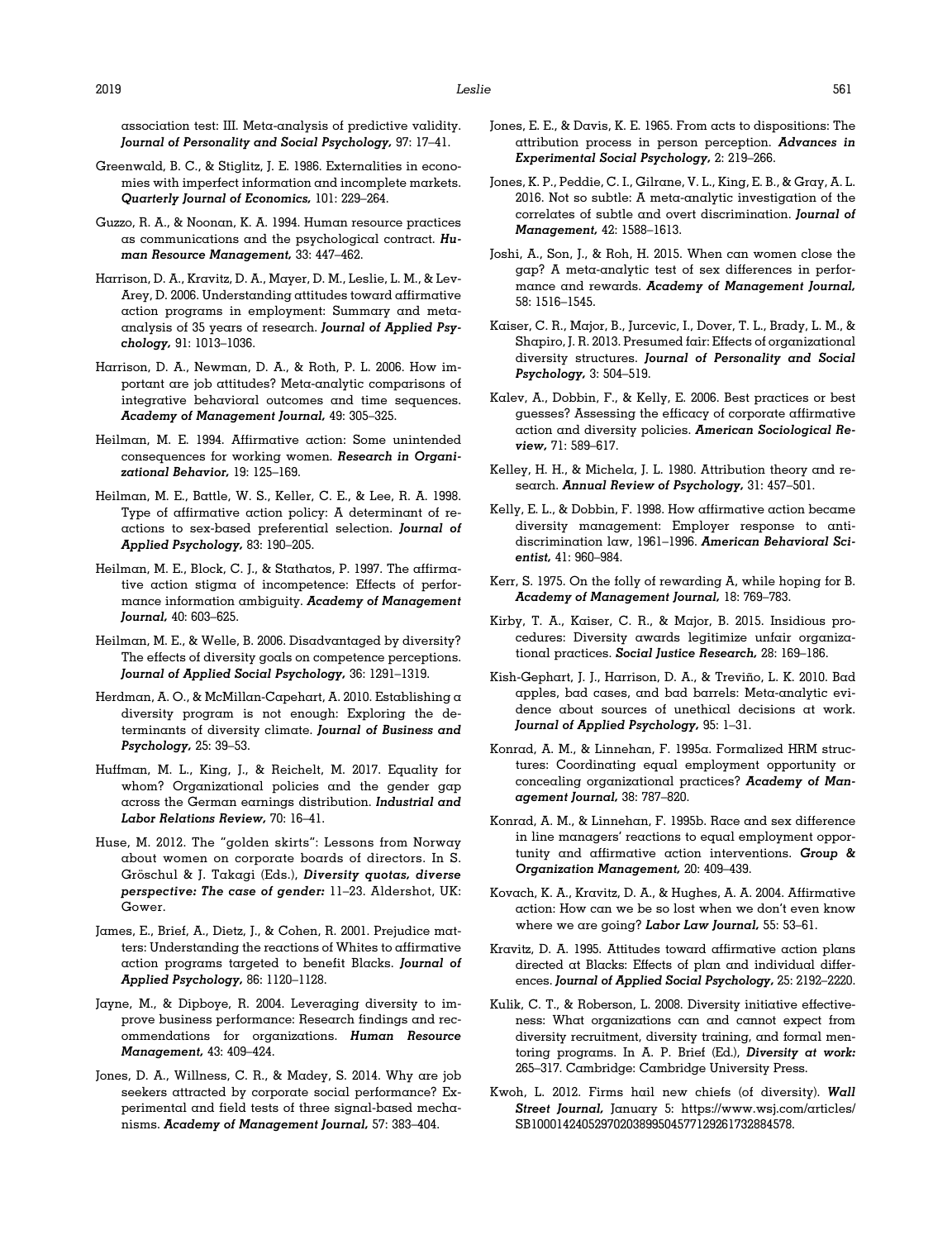association test: III. Meta-analysis of predictive validity. ***Journal of Personality and Social Psychology,*** 97: 17–41.

Greenwald, B. C., & Stiglitz, J. E. 1986. Externalities in economies with imperfect information and incomplete markets. ***Quarterly Journal of Economics,*** 101: 229–264.

Guzzo, R. A., & Noonan, K. A. 1994. Human resource practices as communications and the psychological contract. ***Human Resource Management,*** 33: 447–462.

Harrison, D. A., Kravitz, D. A., Mayer, D. M., Leslie, L. M., & Lev-Arey, D. 2006. Understanding attitudes toward affirmative action programs in employment: Summary and meta-analysis of 35 years of research. ***Journal of Applied Psychology,*** 91: 1013–1036.

Harrison, D. A., Newman, D. A., & Roth, P. L. 2006. How important are job attitudes? Meta-analytic comparisons of integrative behavioral outcomes and time sequences. ***Academy of Management Journal,*** 49: 305–325.

Heilman, M. E. 1994. Affirmative action: Some unintended consequences for working women. ***Research in Organizational Behavior,*** 19: 125–169.

Heilman, M. E., Battle, W. S., Keller, C. E., & Lee, R. A. 1998. Type of affirmative action policy: A determinant of reactions to sex-based preferential selection. ***Journal of Applied Psychology,*** 83: 190–205.

Heilman, M. E., Block, C. J., & Stathatos, P. 1997. The affirmative action stigma of incompetence: Effects of performance information ambiguity. ***Academy of Management Journal,*** 40: 603–625.

Heilman, M. E., & Welle, B. 2006. Disadvantaged by diversity? The effects of diversity goals on competence perceptions. ***Journal of Applied Social Psychology,*** 36: 1291–1319.

Herdman, A. O., & McMillan-Capehart, A. 2010. Establishing a diversity program is not enough: Exploring the determinants of diversity climate. ***Journal of Business and Psychology,*** 25: 39–53.

Huffman, M. L., King, J., & Reichelt, M. 2017. Equality for whom? Organizational policies and the gender gap across the German earnings distribution. ***Industrial and Labor Relations Review,*** 70: 16–41.

Huse, M. 2012. The "golden skirts": Lessons from Norway about women on corporate boards of directors. In S. Gröschul & J. Takagi (Eds.), ***Diversity quotas, diverse perspective: The case of gender:*** 11–23. Aldershot, UK: Gower.

James, E., Brief, A., Dietz, J., & Cohen, R. 2001. Prejudice matters: Understanding the reactions of Whites to affirmative action programs targeted to benefit Blacks. ***Journal of Applied Psychology,*** 86: 1120–1128.

Jayne, M., & Dipboye, R. 2004. Leveraging diversity to improve business performance: Research findings and recommendations for organizations. ***Human Resource Management,*** 43: 409–424.

Jones, D. A., Willness, C. R., & Madey, S. 2014. Why are job seekers attracted by corporate social performance? Experimental and field tests of three signal-based mechanisms. ***Academy of Management Journal,*** 57: 383–404.

Jones, E. E., & Davis, K. E. 1965. From acts to dispositions: The attribution process in person perception. ***Advances in Experimental Social Psychology,*** 2: 219–266.

Jones, K. P., Peddie, C. I., Gilrane, V. L., King, E. B., & Gray, A. L. 2016. Not so subtle: A meta-analytic investigation of the correlates of subtle and overt discrimination. ***Journal of Management,*** 42: 1588–1613.

Joshi, A., Son, J., & Roh, H. 2015. When can women close the gap? A meta-analytic test of sex differences in performance and rewards. ***Academy of Management Journal,*** 58: 1516–1545.

Kaiser, C. R., Major, B., Jurcevic, I., Dover, T. L., Brady, L. M., & Shapiro, J. R. 2013. Presumed fair: Effects of organizational diversity structures. ***Journal of Personality and Social Psychology,*** 3: 504–519.

Kalev, A., Dobbin, F., & Kelly, E. 2006. Best practices or best guesses? Assessing the efficacy of corporate affirmative action and diversity policies. ***American Sociological Review,*** 71: 589–617.

Kelley, H. H., & Michela, J. L. 1980. Attribution theory and research. ***Annual Review of Psychology,*** 31: 457–501.

Kelly, E. L., & Dobbin, F. 1998. How affirmative action became diversity management: Employer response to antidiscrimination law, 1961–1996. ***American Behavioral Scientist,*** 41: 960–984.

Kerr, S. 1975. On the folly of rewarding A, while hoping for B. ***Academy of Management Journal,*** 18: 769–783.

Kirby, T. A., Kaiser, C. R., & Major, B. 2015. Insidious procedures: Diversity awards legitimize unfair organizational practices. ***Social Justice Research,*** 28: 169–186.

Kish-Gephart, J. J., Harrison, D. A., & Treviño, L. K. 2010. Bad apples, bad cases, and bad barrels: Meta-analytic evidence about sources of unethical decisions at work. ***Journal of Applied Psychology,*** 95: 1–31.

Konrad, A. M., & Linnehan, F. 1995a. Formalized HRM structures: Coordinating equal employment opportunity or concealing organizational practices? ***Academy of Management Journal,*** 38: 787–820.

Konrad, A. M., & Linnehan, F. 1995b. Race and sex difference in line managers' reactions to equal employment opportunity and affirmative action interventions. ***Group & Organization Management,*** 20: 409–439.

Kovach, K. A., Kravitz, D. A., & Hughes, A. A. 2004. Affirmative action: How can we be so lost when we don't even know where we are going? ***Labor Law Journal,*** 55: 53–61.

Kravitz, D. A. 1995. Attitudes toward affirmative action plans directed at Blacks: Effects of plan and individual differences. ***Journal of Applied Social Psychology,*** 25: 2192–2220.

Kulik, C. T., & Roberson, L. 2008. Diversity initiative effectiveness: What organizations can and cannot expect from diversity recruitment, diversity training, and formal mentoring programs. In A. P. Brief (Ed.), ***Diversity at work:*** 265–317. Cambridge: Cambridge University Press.

Kwoh, L. 2012. Firms hail new chiefs (of diversity). ***Wall Street Journal,*** January 5: https://www.wsj.com/articles/SB10001424052970203899504577129261732884578.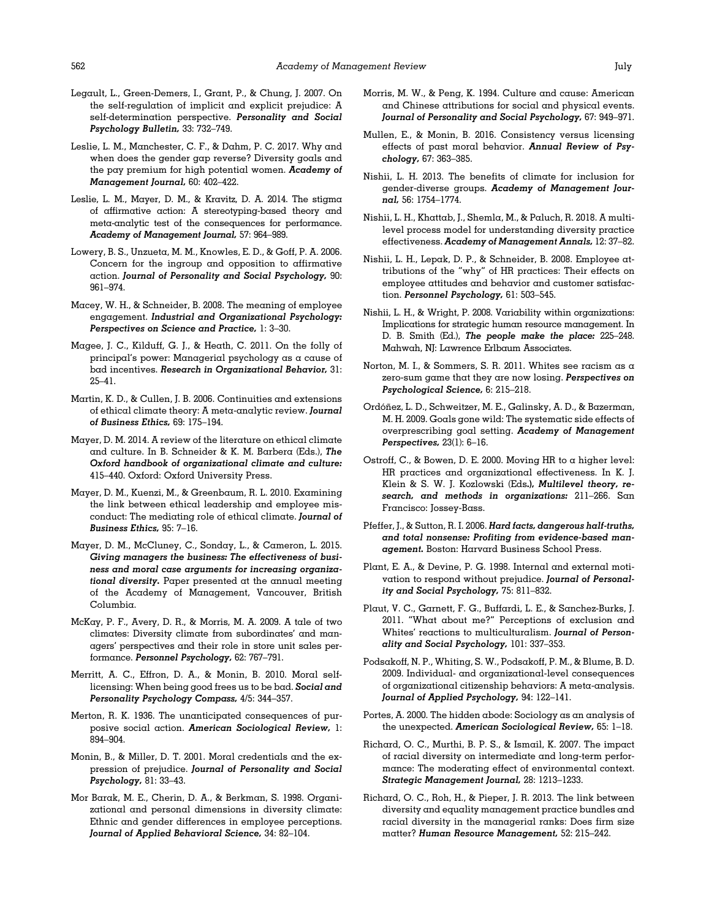Legault, L., Green-Demers, I., Grant, P., & Chung, J. 2007. On the self-regulation of implicit and explicit prejudice: A self-determination perspective. ***Personality and Social Psychology Bulletin,*** 33: 732–749.

Leslie, L. M., Manchester, C. F., & Dahm, P. C. 2017. Why and when does the gender gap reverse? Diversity goals and the pay premium for high potential women. ***Academy of Management Journal,*** 60: 402–422.

Leslie, L. M., Mayer, D. M., & Kravitz, D. A. 2014. The stigma of affirmative action: A stereotyping-based theory and meta-analytic test of the consequences for performance. ***Academy of Management Journal,*** 57: 964–989.

Lowery, B. S., Unzueta, M. M., Knowles, E. D., & Goff, P. A. 2006. Concern for the ingroup and opposition to affirmative action. ***Journal of Personality and Social Psychology,*** 90: 961–974.

Macey, W. H., & Schneider, B. 2008. The meaning of employee engagement. ***Industrial and Organizational Psychology: Perspectives on Science and Practice,*** 1: 3–30.

Magee, J. C., Kilduff, G. J., & Heath, C. 2011. On the folly of principal's power: Managerial psychology as a cause of bad incentives. ***Research in Organizational Behavior,*** 31: 25–41.

Martin, K. D., & Cullen, J. B. 2006. Continuities and extensions of ethical climate theory: A meta-analytic review. ***Journal of Business Ethics,*** 69: 175–194.

Mayer, D. M. 2014. A review of the literature on ethical climate and culture. In B. Schneider & K. M. Barbera (Eds.), ***The Oxford handbook of organizational climate and culture:*** 415–440. Oxford: Oxford University Press.

Mayer, D. M., Kuenzi, M., & Greenbaum, R. L. 2010. Examining the link between ethical leadership and employee misconduct: The mediating role of ethical climate. ***Journal of Business Ethics,*** 95: 7–16.

Mayer, D. M., McCluney, C., Sonday, L., & Cameron, L. 2015. ***Giving managers the business: The effectiveness of business and moral case arguments for increasing organizational diversity.*** Paper presented at the annual meeting of the Academy of Management, Vancouver, British Columbia.

McKay, P. F., Avery, D. R., & Morris, M. A. 2009. A tale of two climates: Diversity climate from subordinates' and managers' perspectives and their role in store unit sales performance. ***Personnel Psychology,*** 62: 767–791.

Merritt, A. C., Effron, D. A., & Monin, B. 2010. Moral self-licensing: When being good frees us to be bad. ***Social and Personality Psychology Compass,*** 4/5: 344–357.

Merton, R. K. 1936. The unanticipated consequences of purposive social action. ***American Sociological Review,*** 1: 894–904.

Monin, B., & Miller, D. T. 2001. Moral credentials and the expression of prejudice. ***Journal of Personality and Social Psychology,*** 81: 33–43.

Mor Barak, M. E., Cherin, D. A., & Berkman, S. 1998. Organizational and personal dimensions in diversity climate: Ethnic and gender differences in employee perceptions. ***Journal of Applied Behavioral Science,*** 34: 82–104.

Morris, M. W., & Peng, K. 1994. Culture and cause: American and Chinese attributions for social and physical events. ***Journal of Personality and Social Psychology,*** 67: 949–971.

Mullen, E., & Monin, B. 2016. Consistency versus licensing effects of past moral behavior. ***Annual Review of Psychology,*** 67: 363–385.

Nishii, L. H. 2013. The benefits of climate for inclusion for gender-diverse groups. ***Academy of Management Journal,*** 56: 1754–1774.

Nishii, L. H., Khattab, J., Shemla, M., & Paluch, R. 2018. A multilevel process model for understanding diversity practice effectiveness. ***Academy of Management Annals,*** 12: 37–82.

Nishii, L. H., Lepak, D. P., & Schneider, B. 2008. Employee attributions of the "why" of HR practices: Their effects on employee attitudes and behavior and customer satisfaction. ***Personnel Psychology,*** 61: 503–545.

Nishii, L. H., & Wright, P. 2008. Variability within organizations: Implications for strategic human resource management. In D. B. Smith (Ed.), ***The people make the place:*** 225–248. Mahwah, NJ: Lawrence Erlbaum Associates.

Norton, M. I., & Sommers, S. R. 2011. Whites see racism as a zero-sum game that they are now losing. ***Perspectives on Psychological Science,*** 6: 215–218.

Ordóñez, L. D., Schweitzer, M. E., Galinsky, A. D., & Bazerman, M. H. 2009. Goals gone wild: The systematic side effects of overprescribing goal setting. ***Academy of Management Perspectives,*** 23(1): 6–16.

Ostroff, C., & Bowen, D. E. 2000. Moving HR to a higher level: HR practices and organizational effectiveness. In K. J. Klein & S. W. J. Kozlowski (Eds.), ***Multilevel theory, research, and methods in organizations:*** 211–266. San Francisco: Jossey-Bass.

Pfeffer, J., & Sutton, R. I. 2006. ***Hard facts, dangerous half-truths, and total nonsense: Profiting from evidence-based management.*** Boston: Harvard Business School Press.

Plant, E. A., & Devine, P. G. 1998. Internal and external motivation to respond without prejudice. ***Journal of Personality and Social Psychology,*** 75: 811–832.

Plaut, V. C., Garnett, F. G., Buffardi, L. E., & Sanchez-Burks, J. 2011. "What about me?" Perceptions of exclusion and Whites' reactions to multiculturalism. ***Journal of Personality and Social Psychology,*** 101: 337–353.

Podsakoff, N. P., Whiting, S. W., Podsakoff, P. M., & Blume, B. D. 2009. Individual- and organizational-level consequences of organizational citizenship behaviors: A meta-analysis. ***Journal of Applied Psychology,*** 94: 122–141.

Portes, A. 2000. The hidden abode: Sociology as an analysis of the unexpected. ***American Sociological Review,*** 65: 1–18.

Richard, O. C., Murthi, B. P. S., & Ismail, K. 2007. The impact of racial diversity on intermediate and long-term performance: The moderating effect of environmental context. ***Strategic Management Journal,*** 28: 1213–1233.

Richard, O. C., Roh, H., & Pieper, J. R. 2013. The link between diversity and equality management practice bundles and racial diversity in the managerial ranks: Does firm size matter? ***Human Resource Management,*** 52: 215–242.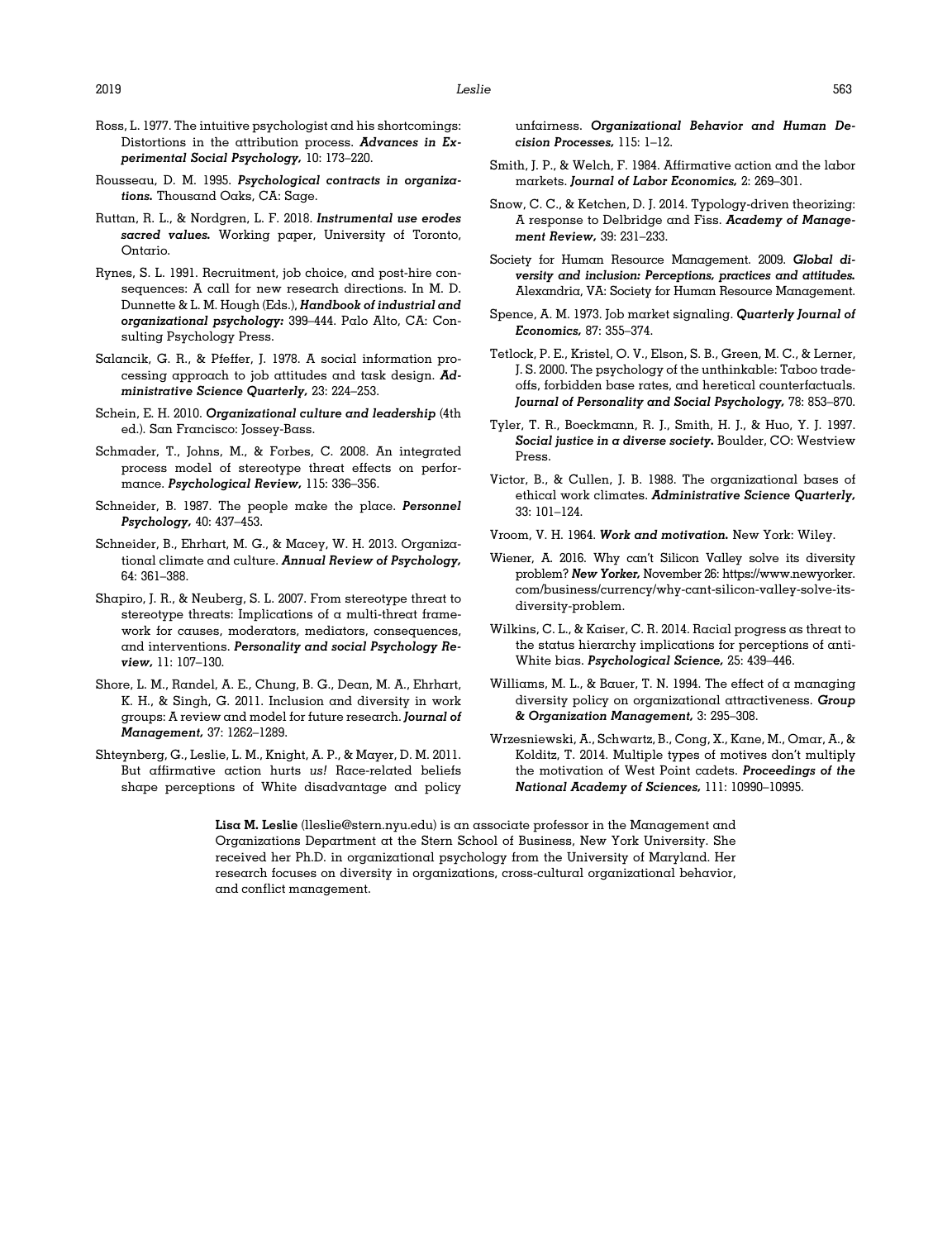Ross, L. 1977. The intuitive psychologist and his shortcomings: Distortions in the attribution process. ***Advances in Experimental Social Psychology,*** 10: 173–220.

Rousseau, D. M. 1995. ***Psychological contracts in organizations.*** Thousand Oaks, CA: Sage.

Ruttan, R. L., & Nordgren, L. F. 2018. ***Instrumental use erodes sacred values.*** Working paper, University of Toronto, Ontario.

Rynes, S. L. 1991. Recruitment, job choice, and post-hire consequences: A call for new research directions. In M. D. Dunnette & L. M. Hough (Eds.), ***Handbook of industrial and organizational psychology:*** 399–444. Palo Alto, CA: Consulting Psychology Press.

Salancik, G. R., & Pfeffer, J. 1978. A social information processing approach to job attitudes and task design. ***Administrative Science Quarterly,*** 23: 224–253.

Schein, E. H. 2010. ***Organizational culture and leadership*** (4th ed.). San Francisco: Jossey-Bass.

Schmader, T., Johns, M., & Forbes, C. 2008. An integrated process model of stereotype threat effects on performance. ***Psychological Review,*** 115: 336–356.

Schneider, B. 1987. The people make the place. ***Personnel Psychology,*** 40: 437–453.

Schneider, B., Ehrhart, M. G., & Macey, W. H. 2013. Organizational climate and culture. ***Annual Review of Psychology,*** 64: 361–388.

Shapiro, J. R., & Neuberg, S. L. 2007. From stereotype threat to stereotype threats: Implications of a multi-threat framework for causes, moderators, mediators, consequences, and interventions. ***Personality and social Psychology Review,*** 11: 107–130.

Shore, L. M., Randel, A. E., Chung, B. G., Dean, M. A., Ehrhart, K. H., & Singh, G. 2011. Inclusion and diversity in work groups: A review and model for future research. ***Journal of Management,*** 37: 1262–1289.

Shteynberg, G., Leslie, L. M., Knight, A. P., & Mayer, D. M. 2011. But affirmative action hurts *us!* Race-related beliefs shape perceptions of White disadvantage and policy unfairness. ***Organizational Behavior and Human Decision Processes,*** 115: 1–12.

Smith, J. P., & Welch, F. 1984. Affirmative action and the labor markets. ***Journal of Labor Economics,*** 2: 269–301.

Snow, C. C., & Ketchen, D. J. 2014. Typology-driven theorizing: A response to Delbridge and Fiss. ***Academy of Management Review,*** 39: 231–233.

Society for Human Resource Management. 2009. ***Global diversity and inclusion: Perceptions, practices and attitudes.*** Alexandria, VA: Society for Human Resource Management.

Spence, A. M. 1973. Job market signaling. ***Quarterly Journal of Economics,*** 87: 355–374.

Tetlock, P. E., Kristel, O. V., Elson, S. B., Green, M. C., & Lerner, J. S. 2000. The psychology of the unthinkable: Taboo tradeoffs, forbidden base rates, and heretical counterfactuals. ***Journal of Personality and Social Psychology,*** 78: 853–870.

Tyler, T. R., Boeckmann, R. J., Smith, H. J., & Huo, Y. J. 1997. ***Social justice in a diverse society.*** Boulder, CO: Westview Press.

Victor, B., & Cullen, J. B. 1988. The organizational bases of ethical work climates. ***Administrative Science Quarterly,*** 33: 101–124.

Vroom, V. H. 1964. ***Work and motivation.*** New York: Wiley.

Wiener, A. 2016. Why can't Silicon Valley solve its diversity problem? ***New Yorker,*** November 26: https://www.newyorker.com/business/currency/why-cant-silicon-valley-solve-its-diversity-problem.

Wilkins, C. L., & Kaiser, C. R. 2014. Racial progress as threat to the status hierarchy implications for perceptions of anti-White bias. ***Psychological Science,*** 25: 439–446.

Williams, M. L., & Bauer, T. N. 1994. The effect of a managing diversity policy on organizational attractiveness. ***Group & Organization Management,*** 3: 295–308.

Wrzesniewski, A., Schwartz, B., Cong, X., Kane, M., Omar, A., & Kolditz, T. 2014. Multiple types of motives don't multiply the motivation of West Point cadets. ***Proceedings of the National Academy of Sciences,*** 111: 10990–10995.

**Lisa M. Leslie** (lleslie@stern.nyu.edu) is an associate professor in the Management and Organizations Department at the Stern School of Business, New York University. She received her Ph.D. in organizational psychology from the University of Maryland. Her research focuses on diversity in organizations, cross-cultural organizational behavior, and conflict management.